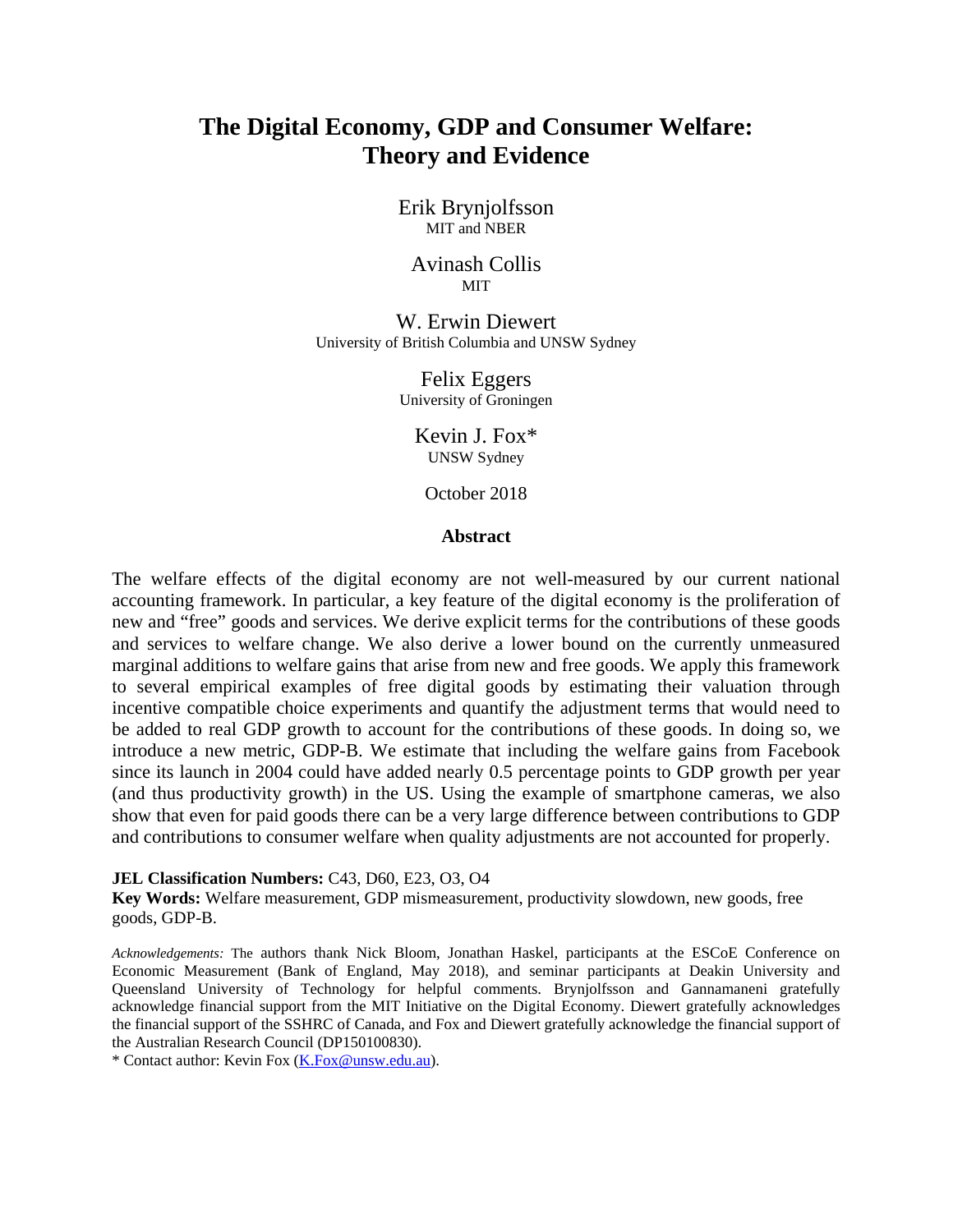# The Digital Economy, GDP and Consumer Welfare: Theory and Evidence

Erik Brynjolfsson
MIT and NBER

Avinash Collis
MIT

W. Erwin Diewert
University of British Columbia and UNSW Sydney

Felix Eggers
University of Groningen

Kevin J. Fox*
UNSW Sydney

October 2018

## Abstract

The welfare effects of the digital economy are not well-measured by our current national accounting framework. In particular, a key feature of the digital economy is the proliferation of new and "free" goods and services. We derive explicit terms for the contributions of these goods and services to welfare change. We also derive a lower bound on the currently unmeasured marginal additions to welfare gains that arise from new and free goods. We apply this framework to several empirical examples of free digital goods by estimating their valuation through incentive compatible choice experiments and quantify the adjustment terms that would need to be added to real GDP growth to account for the contributions of these goods. In doing so, we introduce a new metric, GDP-B. We estimate that including the welfare gains from Facebook since its launch in 2004 could have added nearly 0.5 percentage points to GDP growth per year (and thus productivity growth) in the US. Using the example of smartphone cameras, we also show that even for paid goods there can be a very large difference between contributions to GDP and contributions to consumer welfare when quality adjustments are not accounted for properly.

**JEL Classification Numbers:** C43, D60, E23, O3, O4
**Key Words:** Welfare measurement, GDP mismeasurement, productivity slowdown, new goods, free goods, GDP-B.

*Acknowledgements:* The authors thank Nick Bloom, Jonathan Haskel, participants at the ESCoE Conference on Economic Measurement (Bank of England, May 2018), and seminar participants at Deakin University and Queensland University of Technology for helpful comments. Brynjolfsson and Gannamaneni gratefully acknowledge financial support from the MIT Initiative on the Digital Economy. Diewert gratefully acknowledges the financial support of the SSHRC of Canada, and Fox and Diewert gratefully acknowledge the financial support of the Australian Research Council (DP150100830).

* Contact author: Kevin Fox (K.Fox@unsw.edu.au).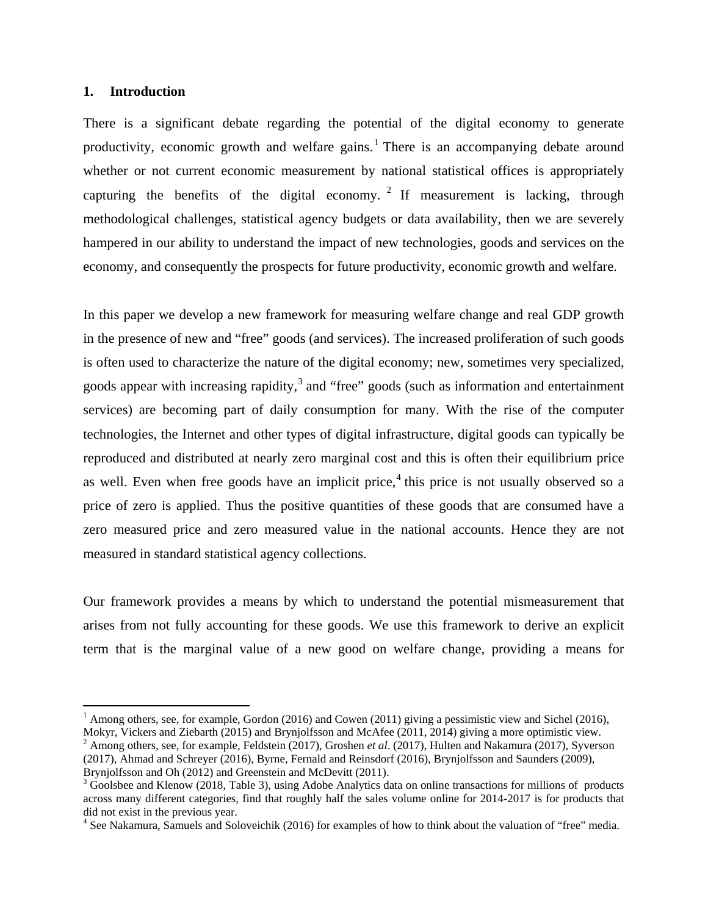## 1. Introduction

There is a significant debate regarding the potential of the digital economy to generate productivity, economic growth and welfare gains.[1] There is an accompanying debate around whether or not current economic measurement by national statistical offices is appropriately capturing the benefits of the digital economy.[2] If measurement is lacking, through methodological challenges, statistical agency budgets or data availability, then we are severely hampered in our ability to understand the impact of new technologies, goods and services on the economy, and consequently the prospects for future productivity, economic growth and welfare.

In this paper we develop a new framework for measuring welfare change and real GDP growth in the presence of new and "free" goods (and services). The increased proliferation of such goods is often used to characterize the nature of the digital economy; new, sometimes very specialized, goods appear with increasing rapidity,[3] and "free" goods (such as information and entertainment services) are becoming part of daily consumption for many. With the rise of the computer technologies, the Internet and other types of digital infrastructure, digital goods can typically be reproduced and distributed at nearly zero marginal cost and this is often their equilibrium price as well. Even when free goods have an implicit price,[4] this price is not usually observed so a price of zero is applied. Thus the positive quantities of these goods that are consumed have a zero measured price and zero measured value in the national accounts. Hence they are not measured in standard statistical agency collections.

Our framework provides a means by which to understand the potential mismeasurement that arises from not fully accounting for these goods. We use this framework to derive an explicit term that is the marginal value of a new good on welfare change, providing a means for

---

[1] Among others, see, for example, Gordon (2016) and Cowen (2011) giving a pessimistic view and Sichel (2016), Mokyr, Vickers and Ziebarth (2015) and Brynjolfsson and McAfee (2011, 2014) giving a more optimistic view.

[2] Among others, see, for example, Feldstein (2017), Groshen *et al*. (2017), Hulten and Nakamura (2017), Syverson (2017), Ahmad and Schreyer (2016), Byrne, Fernald and Reinsdorf (2016), Brynjolfsson and Saunders (2009), Brynjolfsson and Oh (2012) and Greenstein and McDevitt (2011).

[3] Goolsbee and Klenow (2018, Table 3), using Adobe Analytics data on online transactions for millions of products across many different categories, find that roughly half the sales volume online for 2014-2017 is for products that did not exist in the previous year.

[4] See Nakamura, Samuels and Soloveichik (2016) for examples of how to think about the valuation of "free" media.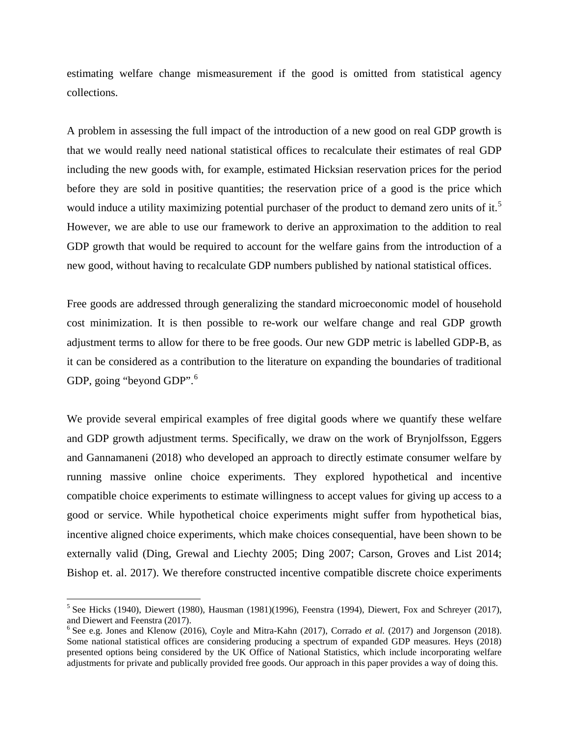estimating welfare change mismeasurement if the good is omitted from statistical agency collections.

A problem in assessing the full impact of the introduction of a new good on real GDP growth is that we would really need national statistical offices to recalculate their estimates of real GDP including the new goods with, for example, estimated Hicksian reservation prices for the period before they are sold in positive quantities; the reservation price of a good is the price which would induce a utility maximizing potential purchaser of the product to demand zero units of it.[5] However, we are able to use our framework to derive an approximation to the addition to real GDP growth that would be required to account for the welfare gains from the introduction of a new good, without having to recalculate GDP numbers published by national statistical offices.

Free goods are addressed through generalizing the standard microeconomic model of household cost minimization. It is then possible to re-work our welfare change and real GDP growth adjustment terms to allow for there to be free goods. Our new GDP metric is labelled GDP-B, as it can be considered as a contribution to the literature on expanding the boundaries of traditional GDP, going "beyond GDP".[6]

We provide several empirical examples of free digital goods where we quantify these welfare and GDP growth adjustment terms. Specifically, we draw on the work of Brynjolfsson, Eggers and Gannamaneni (2018) who developed an approach to directly estimate consumer welfare by running massive online choice experiments. They explored hypothetical and incentive compatible choice experiments to estimate willingness to accept values for giving up access to a good or service. While hypothetical choice experiments might suffer from hypothetical bias, incentive aligned choice experiments, which make choices consequential, have been shown to be externally valid (Ding, Grewal and Liechty 2005; Ding 2007; Carson, Groves and List 2014; Bishop et. al. 2017). We therefore constructed incentive compatible discrete choice experiments

---

[5] See Hicks (1940), Diewert (1980), Hausman (1981)(1996), Feenstra (1994), Diewert, Fox and Schreyer (2017), and Diewert and Feenstra (2017).

[6] See e.g. Jones and Klenow (2016), Coyle and Mitra-Kahn (2017), Corrado *et al.* (2017) and Jorgenson (2018). Some national statistical offices are considering producing a spectrum of expanded GDP measures. Heys (2018) presented options being considered by the UK Office of National Statistics, which include incorporating welfare adjustments for private and publically provided free goods. Our approach in this paper provides a way of doing this.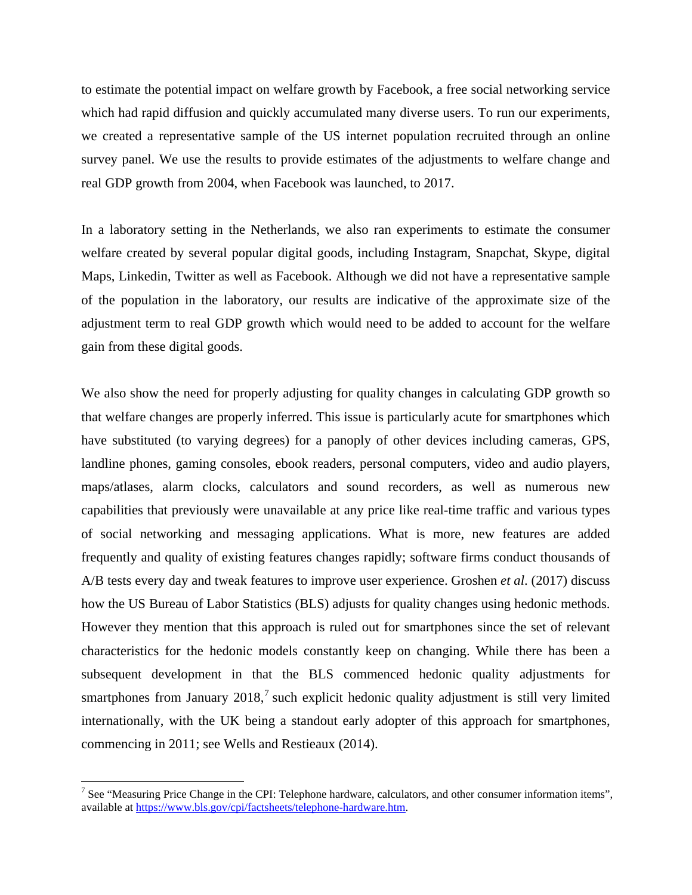to estimate the potential impact on welfare growth by Facebook, a free social networking service which had rapid diffusion and quickly accumulated many diverse users. To run our experiments, we created a representative sample of the US internet population recruited through an online survey panel. We use the results to provide estimates of the adjustments to welfare change and real GDP growth from 2004, when Facebook was launched, to 2017.

In a laboratory setting in the Netherlands, we also ran experiments to estimate the consumer welfare created by several popular digital goods, including Instagram, Snapchat, Skype, digital Maps, Linkedin, Twitter as well as Facebook. Although we did not have a representative sample of the population in the laboratory, our results are indicative of the approximate size of the adjustment term to real GDP growth which would need to be added to account for the welfare gain from these digital goods.

We also show the need for properly adjusting for quality changes in calculating GDP growth so that welfare changes are properly inferred. This issue is particularly acute for smartphones which have substituted (to varying degrees) for a panoply of other devices including cameras, GPS, landline phones, gaming consoles, ebook readers, personal computers, video and audio players, maps/atlases, alarm clocks, calculators and sound recorders, as well as numerous new capabilities that previously were unavailable at any price like real-time traffic and various types of social networking and messaging applications. What is more, new features are added frequently and quality of existing features changes rapidly; software firms conduct thousands of A/B tests every day and tweak features to improve user experience. Groshen *et al*. (2017) discuss how the US Bureau of Labor Statistics (BLS) adjusts for quality changes using hedonic methods. However they mention that this approach is ruled out for smartphones since the set of relevant characteristics for the hedonic models constantly keep on changing. While there has been a subsequent development in that the BLS commenced hedonic quality adjustments for smartphones from January 2018,[7] such explicit hedonic quality adjustment is still very limited internationally, with the UK being a standout early adopter of this approach for smartphones, commencing in 2011; see Wells and Restieaux (2014).

[7] See "Measuring Price Change in the CPI: Telephone hardware, calculators, and other consumer information items", available at https://www.bls.gov/cpi/factsheets/telephone-hardware.htm.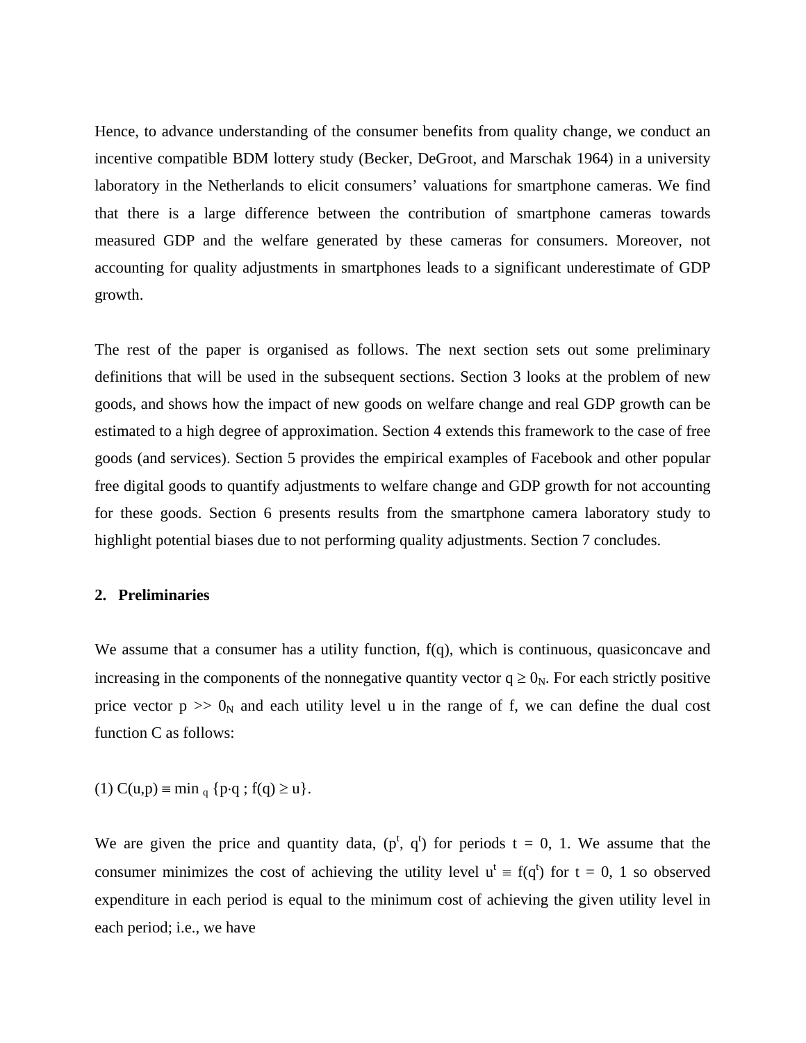Hence, to advance understanding of the consumer benefits from quality change, we conduct an incentive compatible BDM lottery study (Becker, DeGroot, and Marschak 1964) in a university laboratory in the Netherlands to elicit consumers' valuations for smartphone cameras. We find that there is a large difference between the contribution of smartphone cameras towards measured GDP and the welfare generated by these cameras for consumers. Moreover, not accounting for quality adjustments in smartphones leads to a significant underestimate of GDP growth.

The rest of the paper is organised as follows. The next section sets out some preliminary definitions that will be used in the subsequent sections. Section 3 looks at the problem of new goods, and shows how the impact of new goods on welfare change and real GDP growth can be estimated to a high degree of approximation. Section 4 extends this framework to the case of free goods (and services). Section 5 provides the empirical examples of Facebook and other popular free digital goods to quantify adjustments to welfare change and GDP growth for not accounting for these goods. Section 6 presents results from the smartphone camera laboratory study to highlight potential biases due to not performing quality adjustments. Section 7 concludes.

## 2. Preliminaries

We assume that a consumer has a utility function, $f(q)$, which is continuous, quasiconcave and increasing in the components of the nonnegative quantity vector $q \geq 0_N$. For each strictly positive price vector $p >> 0_N$ and each utility level $u$ in the range of $f$, we can define the dual cost function $C$ as follows:

$$(1)\ C(u,p) \equiv \min_q \{p \cdot q\ ;\ f(q) \geq u\}.$$

We are given the price and quantity data, $(p^t, q^t)$ for periods $t = 0, 1$. We assume that the consumer minimizes the cost of achieving the utility level $u^t \equiv f(q^t)$ for $t = 0, 1$ so observed expenditure in each period is equal to the minimum cost of achieving the given utility level in each period; i.e., we have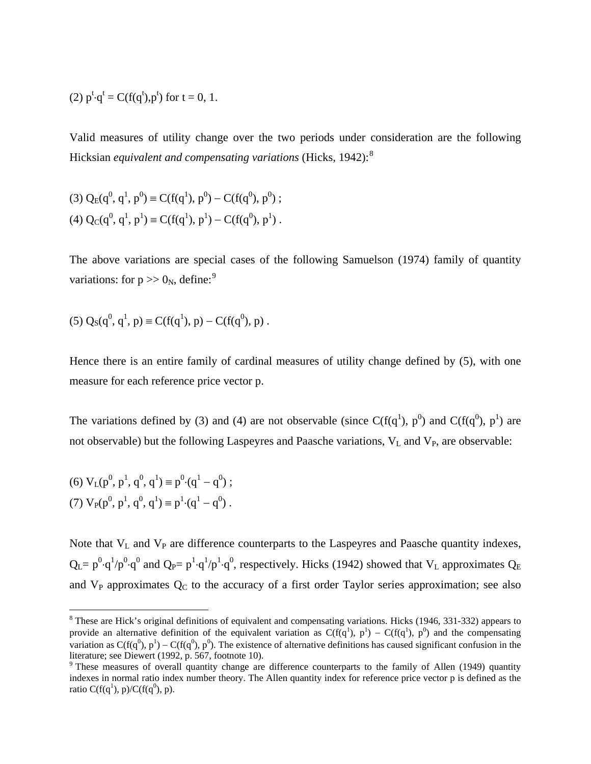(2) $p^t \cdot q^t = C(f(q^t),p^t)$ for t = 0, 1.

Valid measures of utility change over the two periods under consideration are the following Hicksian *equivalent and compensating variations* (Hicks, 1942):[8]

(3) $Q_E(q^0, q^1, p^0) \equiv C(f(q^1), p^0) - C(f(q^0), p^0)$ ;
(4) $Q_C(q^0, q^1, p^1) \equiv C(f(q^1), p^1) - C(f(q^0), p^1)$ .

The above variations are special cases of the following Samuelson (1974) family of quantity variations: for $p >> 0_N$, define:[9]

(5) $Q_S(q^0, q^1, p) \equiv C(f(q^1), p) - C(f(q^0), p)$ .

Hence there is an entire family of cardinal measures of utility change defined by (5), with one measure for each reference price vector p.

The variations defined by (3) and (4) are not observable (since $C(f(q^1), p^0)$ and $C(f(q^0), p^1)$ are not observable) but the following Laspeyres and Paasche variations, $V_L$ and $V_P$, are observable:

(6) $V_L(p^0, p^1, q^0, q^1) \equiv p^0 \cdot (q^1 - q^0)$ ;
(7) $V_P(p^0, p^1, q^0, q^1) \equiv p^1 \cdot (q^1 - q^0)$ .

Note that $V_L$ and $V_P$ are difference counterparts to the Laspeyres and Paasche quantity indexes, $Q_L = p^0 \cdot q^1 / p^0 \cdot q^0$ and $Q_P = p^1 \cdot q^1 / p^1 \cdot q^0$, respectively. Hicks (1942) showed that $V_L$ approximates $Q_E$ and $V_P$ approximates $Q_C$ to the accuracy of a first order Taylor series approximation; see also

[8] These are Hick's original definitions of equivalent and compensating variations. Hicks (1946, 331-332) appears to provide an alternative definition of the equivalent variation as $C(f(q^1), p^1) - C(f(q^1), p^0)$ and the compensating variation as $C(f(q^0), p^1) - C(f(q^0), p^0)$. The existence of alternative definitions has caused significant confusion in the literature; see Diewert (1992, p. 567, footnote 10).

[9] These measures of overall quantity change are difference counterparts to the family of Allen (1949) quantity indexes in normal ratio index number theory. The Allen quantity index for reference price vector p is defined as the ratio $C(f(q^1), p)/C(f(q^0), p)$.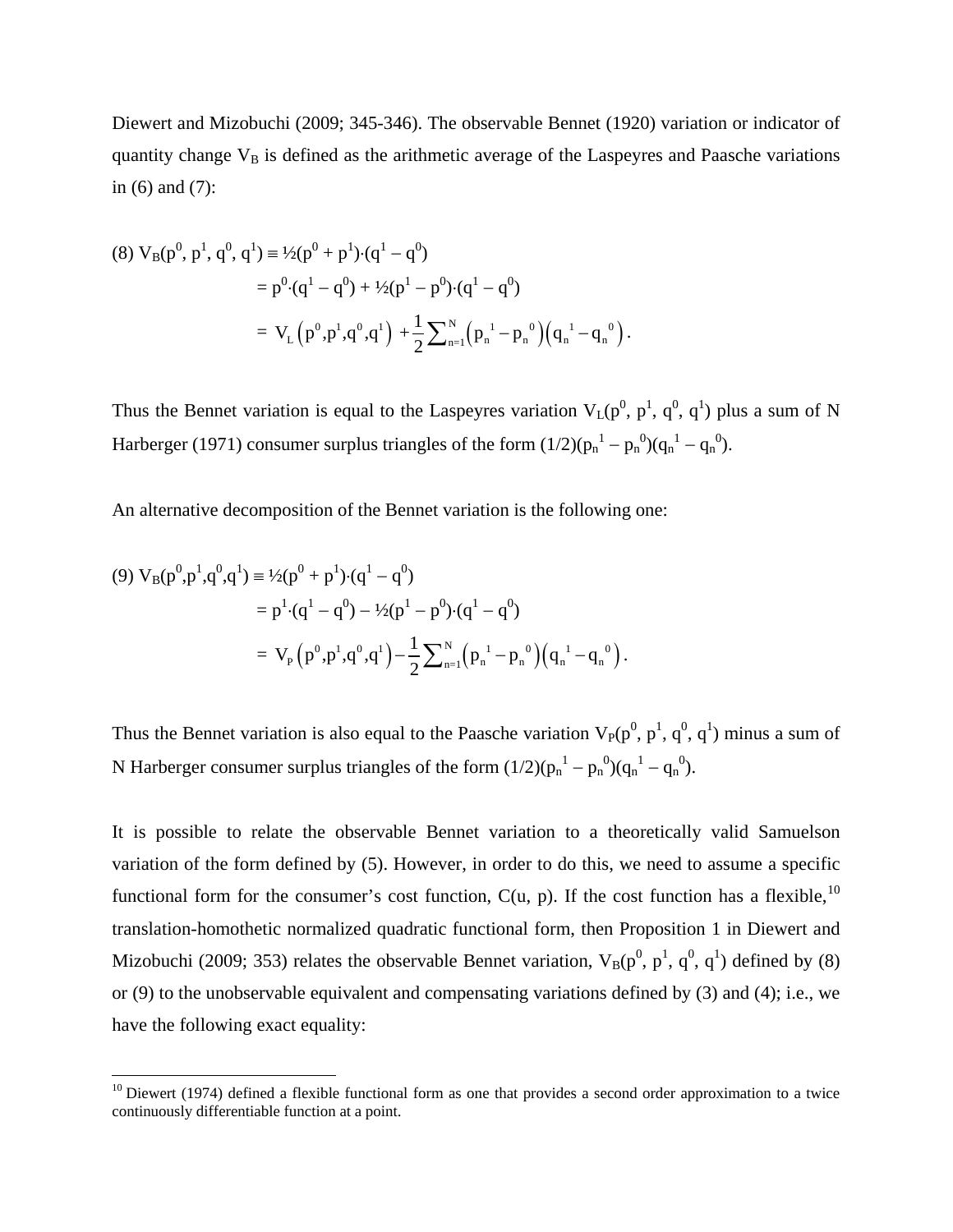Diewert and Mizobuchi (2009; 345-346). The observable Bennet (1920) variation or indicator of quantity change $V_B$ is defined as the arithmetic average of the Laspeyres and Paasche variations in (6) and (7):

$$
\begin{aligned}
(8)\ V_B(p^0, p^1, q^0, q^1) &\equiv \tfrac{1}{2}(p^0 + p^1)\cdot(q^1 - q^0) \\
&= p^0\cdot(q^1 - q^0) + \tfrac{1}{2}(p^1 - p^0)\cdot(q^1 - q^0) \\
&= V_L\left(p^0,p^1,q^0,q^1\right) + \frac{1}{2}\sum_{n=1}^{N}\left(p_n^{\ 1} - p_n^{\ 0}\right)\left(q_n^{\ 1} - q_n^{\ 0}\right).
\end{aligned}
$$

Thus the Bennet variation is equal to the Laspeyres variation $V_L(p^0, p^1, q^0, q^1)$ plus a sum of N Harberger (1971) consumer surplus triangles of the form $(1/2)(p_n^{\ 1} - p_n^{\ 0})(q_n^{\ 1} - q_n^{\ 0})$.

An alternative decomposition of the Bennet variation is the following one:

$$
\begin{aligned}
(9)\ V_B(p^0,p^1,q^0,q^1) &\equiv \tfrac{1}{2}(p^0 + p^1)\cdot(q^1 - q^0) \\
&= p^1\cdot(q^1 - q^0) - \tfrac{1}{2}(p^1 - p^0)\cdot(q^1 - q^0) \\
&= V_P\left(p^0,p^1,q^0,q^1\right) - \frac{1}{2}\sum_{n=1}^{N}\left(p_n^{\ 1} - p_n^{\ 0}\right)\left(q_n^{\ 1} - q_n^{\ 0}\right).
\end{aligned}
$$

Thus the Bennet variation is also equal to the Paasche variation $V_P(p^0, p^1, q^0, q^1)$ minus a sum of N Harberger consumer surplus triangles of the form $(1/2)(p_n^{\ 1} - p_n^{\ 0})(q_n^{\ 1} - q_n^{\ 0})$.

It is possible to relate the observable Bennet variation to a theoretically valid Samuelson variation of the form defined by (5). However, in order to do this, we need to assume a specific functional form for the consumer's cost function, $C(u, p)$. If the cost function has a flexible,[10] translation-homothetic normalized quadratic functional form, then Proposition 1 in Diewert and Mizobuchi (2009; 353) relates the observable Bennet variation, $V_B(p^0, p^1, q^0, q^1)$ defined by (8) or (9) to the unobservable equivalent and compensating variations defined by (3) and (4); i.e., we have the following exact equality:

[10] Diewert (1974) defined a flexible functional form as one that provides a second order approximation to a twice continuously differentiable function at a point.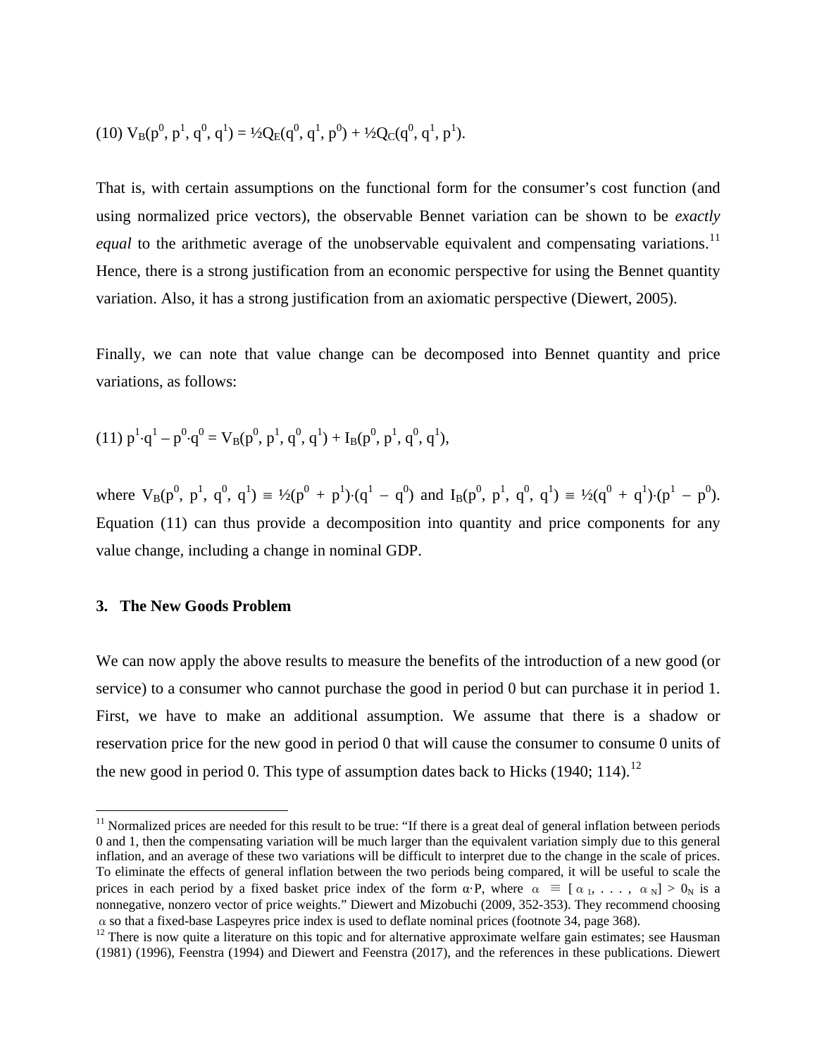$$(10)\ V_B(p^0, p^1, q^0, q^1) = ½Q_E(q^0, q^1, p^0) + ½Q_C(q^0, q^1, p^1).$$

That is, with certain assumptions on the functional form for the consumer's cost function (and using normalized price vectors), the observable Bennet variation can be shown to be *exactly equal* to the arithmetic average of the unobservable equivalent and compensating variations.[11] Hence, there is a strong justification from an economic perspective for using the Bennet quantity variation. Also, it has a strong justification from an axiomatic perspective (Diewert, 2005).

Finally, we can note that value change can be decomposed into Bennet quantity and price variations, as follows:

$$(11)\ p^1 \cdot q^1 - p^0 \cdot q^0 = V_B(p^0, p^1, q^0, q^1) + I_B(p^0, p^1, q^0, q^1),$$

where $V_B(p^0, p^1, q^0, q^1) \equiv ½(p^0 + p^1)\cdot(q^1 - q^0)$ and $I_B(p^0, p^1, q^0, q^1) \equiv ½(q^0 + q^1)\cdot(p^1 - p^0)$. Equation (11) can thus provide a decomposition into quantity and price components for any value change, including a change in nominal GDP.

## 3. The New Goods Problem

We can now apply the above results to measure the benefits of the introduction of a new good (or service) to a consumer who cannot purchase the good in period 0 but can purchase it in period 1. First, we have to make an additional assumption. We assume that there is a shadow or reservation price for the new good in period 0 that will cause the consumer to consume 0 units of the new good in period 0. This type of assumption dates back to Hicks (1940; 114).[12]

---

[11] Normalized prices are needed for this result to be true: "If there is a great deal of general inflation between periods 0 and 1, then the compensating variation will be much larger than the equivalent variation simply due to this general inflation, and an average of these two variations will be difficult to interpret due to the change in the scale of prices. To eliminate the effects of general inflation between the two periods being compared, it will be useful to scale the prices in each period by a fixed basket price index of the form $\alpha \cdot P$, where $\alpha \equiv [\alpha_1, \ldots, \alpha_N] > 0_N$ is a nonnegative, nonzero vector of price weights." Diewert and Mizobuchi (2009, 352-353). They recommend choosing $\alpha$ so that a fixed-base Laspeyres price index is used to deflate nominal prices (footnote 34, page 368).

[12] There is now quite a literature on this topic and for alternative approximate welfare gain estimates; see Hausman (1981) (1996), Feenstra (1994) and Diewert and Feenstra (2017), and the references in these publications. Diewert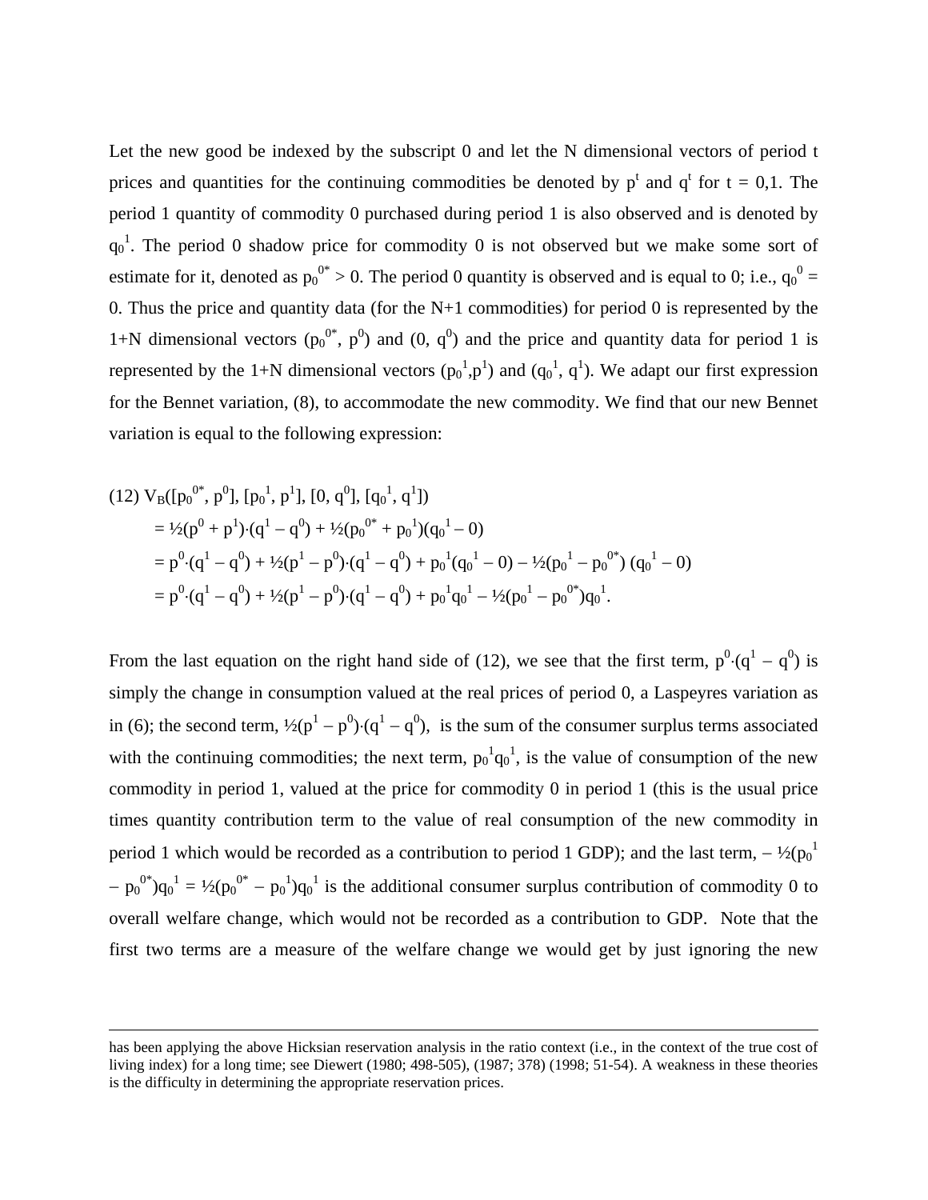Let the new good be indexed by the subscript 0 and let the N dimensional vectors of period t prices and quantities for the continuing commodities be denoted by $p^t$ and $q^t$ for t = 0,1. The period 1 quantity of commodity 0 purchased during period 1 is also observed and is denoted by $q_0^1$. The period 0 shadow price for commodity 0 is not observed but we make some sort of estimate for it, denoted as $p_0^{0*} > 0$. The period 0 quantity is observed and is equal to 0; i.e., $q_0^0 = 0$. Thus the price and quantity data (for the N+1 commodities) for period 0 is represented by the 1+N dimensional vectors $(p_0^{0*}, p^0)$ and $(0, q^0)$ and the price and quantity data for period 1 is represented by the 1+N dimensional vectors $(p_0^1, p^1)$ and $(q_0^1, q^1)$. We adapt our first expression for the Bennet variation, (8), to accommodate the new commodity. We find that our new Bennet variation is equal to the following expression:

$$
\begin{aligned}
(12)\; V_B([p_0^{0*}, p^0], [p_0^1, p^1], [0, q^0], [q_0^1, q^1]) &= \tfrac{1}{2}(p^0 + p^1)\cdot(q^1 - q^0) + \tfrac{1}{2}(p_0^{0*} + p_0^1)(q_0^1 - 0) \\
&= p^0\cdot(q^1 - q^0) + \tfrac{1}{2}(p^1 - p^0)\cdot(q^1 - q^0) + p_0^1(q_0^1 - 0) - \tfrac{1}{2}(p_0^1 - p_0^{0*})(q_0^1 - 0) \\
&= p^0\cdot(q^1 - q^0) + \tfrac{1}{2}(p^1 - p^0)\cdot(q^1 - q^0) + p_0^1 q_0^1 - \tfrac{1}{2}(p_0^1 - p_0^{0*})q_0^1.
\end{aligned}
$$

From the last equation on the right hand side of (12), we see that the first term, $p^0\cdot(q^1 - q^0)$ is simply the change in consumption valued at the real prices of period 0, a Laspeyres variation as in (6); the second term, $\tfrac{1}{2}(p^1 - p^0)\cdot(q^1 - q^0)$, is the sum of the consumer surplus terms associated with the continuing commodities; the next term, $p_0^1 q_0^1$, is the value of consumption of the new commodity in period 1, valued at the price for commodity 0 in period 1 (this is the usual price times quantity contribution term to the value of real consumption of the new commodity in period 1 which would be recorded as a contribution to period 1 GDP); and the last term, $-\tfrac{1}{2}(p_0^1 - p_0^{0*})q_0^1 = \tfrac{1}{2}(p_0^{0*} - p_0^1)q_0^1$ is the additional consumer surplus contribution of commodity 0 to overall welfare change, which would not be recorded as a contribution to GDP. Note that the first two terms are a measure of the welfare change we would get by just ignoring the new

---

has been applying the above Hicksian reservation analysis in the ratio context (i.e., in the context of the true cost of living index) for a long time; see Diewert (1980; 498-505), (1987; 378) (1998; 51-54). A weakness in these theories is the difficulty in determining the appropriate reservation prices.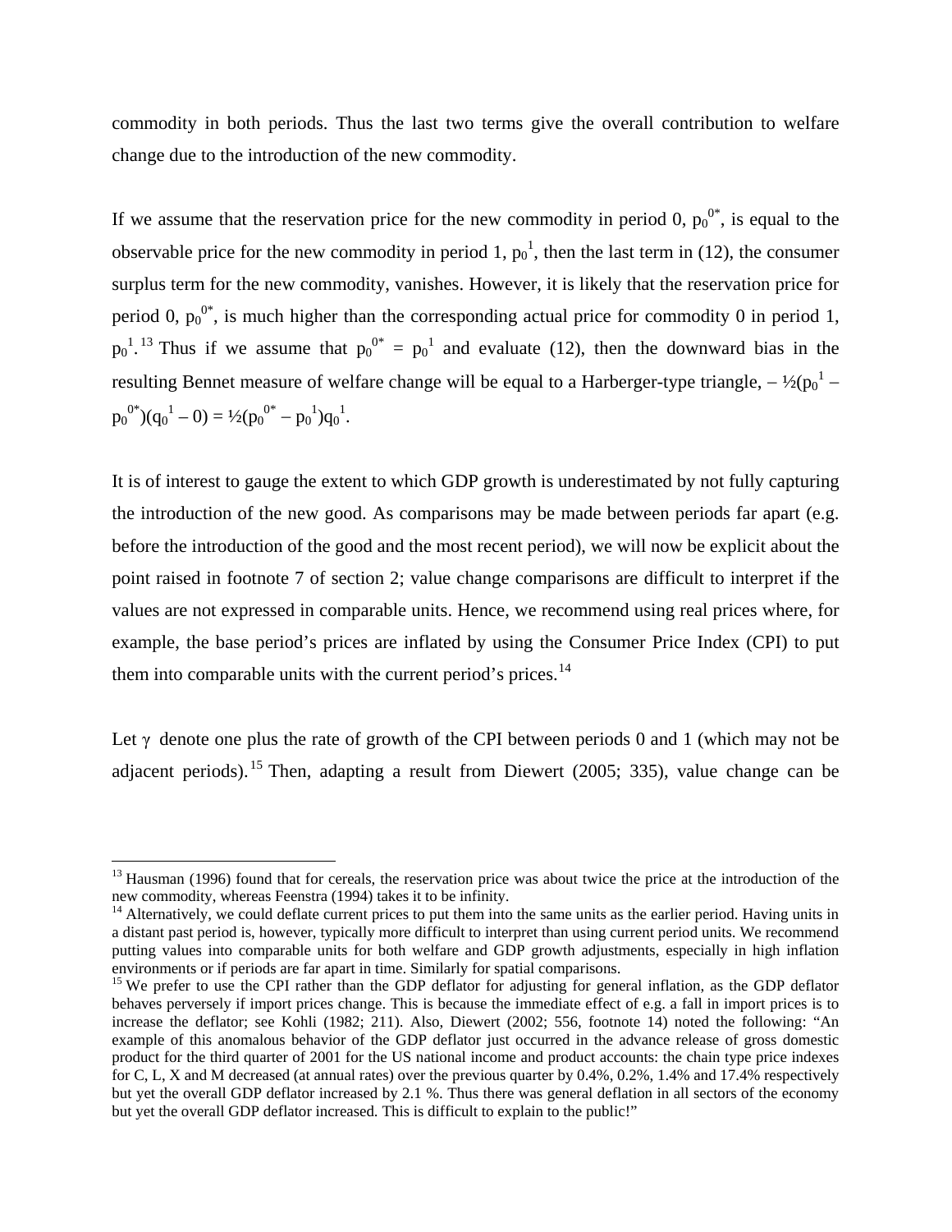commodity in both periods. Thus the last two terms give the overall contribution to welfare change due to the introduction of the new commodity.

If we assume that the reservation price for the new commodity in period 0, $p_0^{0*}$, is equal to the observable price for the new commodity in period 1, $p_0^1$, then the last term in (12), the consumer surplus term for the new commodity, vanishes. However, it is likely that the reservation price for period 0, $p_0^{0*}$, is much higher than the corresponding actual price for commodity 0 in period 1, $p_0^1$.[13] Thus if we assume that $p_0^{0*} = p_0^1$ and evaluate (12), then the downward bias in the resulting Bennet measure of welfare change will be equal to a Harberger-type triangle, $-\frac{1}{2}(p_0^1 - p_0^{0*})(q_0^1 - 0) = \frac{1}{2}(p_0^{0*} - p_0^1)q_0^1$.

It is of interest to gauge the extent to which GDP growth is underestimated by not fully capturing the introduction of the new good. As comparisons may be made between periods far apart (e.g. before the introduction of the good and the most recent period), we will now be explicit about the point raised in footnote 7 of section 2; value change comparisons are difficult to interpret if the values are not expressed in comparable units. Hence, we recommend using real prices where, for example, the base period's prices are inflated by using the Consumer Price Index (CPI) to put them into comparable units with the current period's prices.[14]

Let $\gamma$ denote one plus the rate of growth of the CPI between periods 0 and 1 (which may not be adjacent periods).[15] Then, adapting a result from Diewert (2005; 335), value change can be

---

[13] Hausman (1996) found that for cereals, the reservation price was about twice the price at the introduction of the new commodity, whereas Feenstra (1994) takes it to be infinity.

[14] Alternatively, we could deflate current prices to put them into the same units as the earlier period. Having units in a distant past period is, however, typically more difficult to interpret than using current period units. We recommend putting values into comparable units for both welfare and GDP growth adjustments, especially in high inflation environments or if periods are far apart in time. Similarly for spatial comparisons.

[15] We prefer to use the CPI rather than the GDP deflator for adjusting for general inflation, as the GDP deflator behaves perversely if import prices change. This is because the immediate effect of e.g. a fall in import prices is to increase the deflator; see Kohli (1982; 211). Also, Diewert (2002; 556, footnote 14) noted the following: "An example of this anomalous behavior of the GDP deflator just occurred in the advance release of gross domestic product for the third quarter of 2001 for the US national income and product accounts: the chain type price indexes for C, L, X and M decreased (at annual rates) over the previous quarter by 0.4%, 0.2%, 1.4% and 17.4% respectively but yet the overall GDP deflator increased by 2.1 %. Thus there was general deflation in all sectors of the economy but yet the overall GDP deflator increased. This is difficult to explain to the public!"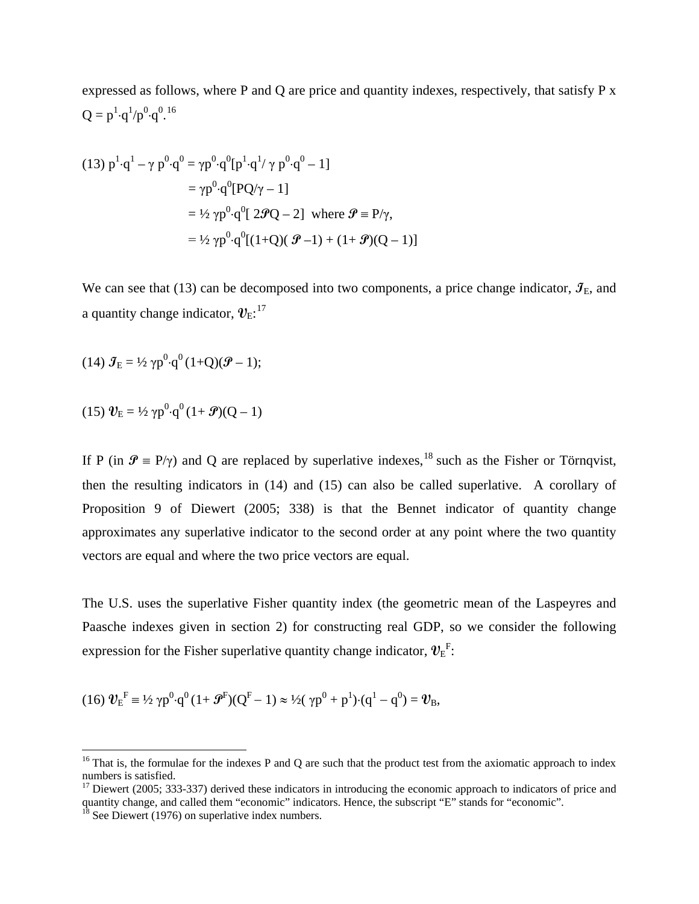expressed as follows, where P and Q are price and quantity indexes, respectively, that satisfy P x Q = $p^1 \cdot q^1 / p^0 \cdot q^0$.[16]

$$
\begin{aligned}
(13)\ p^1 \cdot q^1 - \gamma\, p^0 \cdot q^0 &= \gamma p^0 \cdot q^0 [p^1 \cdot q^1 / \gamma\, p^0 \cdot q^0 - 1] \\
&= \gamma p^0 \cdot q^0 [PQ/\gamma - 1] \\
&= ½\, \gamma p^0 \cdot q^0 [\, 2\mathscr{P}Q - 2] \ \text{ where } \mathscr{P} \equiv P/\gamma, \\
&= ½\, \gamma p^0 \cdot q^0 [(1+Q)(\mathscr{P} - 1) + (1+\mathscr{P})(Q-1)]
\end{aligned}
$$

We can see that (13) can be decomposed into two components, a price change indicator, $\mathscr{I}_E$, and a quantity change indicator, $\mathscr{V}_E$:[17]

$$(14)\ \mathscr{I}_E = ½\, \gamma p^0 \cdot q^0 (1+Q)(\mathscr{P} - 1);$$

$$(15)\ \mathscr{V}_E = ½\, \gamma p^0 \cdot q^0 (1+\mathscr{P})(Q - 1)$$

If P (in $\mathscr{P} \equiv P/\gamma$) and Q are replaced by superlative indexes,[18] such as the Fisher or Törnqvist, then the resulting indicators in (14) and (15) can also be called superlative. A corollary of Proposition 9 of Diewert (2005; 338) is that the Bennet indicator of quantity change approximates any superlative indicator to the second order at any point where the two quantity vectors are equal and where the two price vectors are equal.

The U.S. uses the superlative Fisher quantity index (the geometric mean of the Laspeyres and Paasche indexes given in section 2) for constructing real GDP, so we consider the following expression for the Fisher superlative quantity change indicator, $\mathscr{V}_E^F$:

$$(16)\ \mathscr{V}_E^F \equiv ½\, \gamma p^0 \cdot q^0 (1+\mathscr{P}^F)(Q^F - 1) \approx ½(\gamma p^0 + p^1) \cdot (q^1 - q^0) = \mathscr{V}_B,$$

[16] That is, the formulae for the indexes P and Q are such that the product test from the axiomatic approach to index numbers is satisfied.

[17] Diewert (2005; 333-337) derived these indicators in introducing the economic approach to indicators of price and quantity change, and called them "economic" indicators. Hence, the subscript "E" stands for "economic".

[18] See Diewert (1976) on superlative index numbers.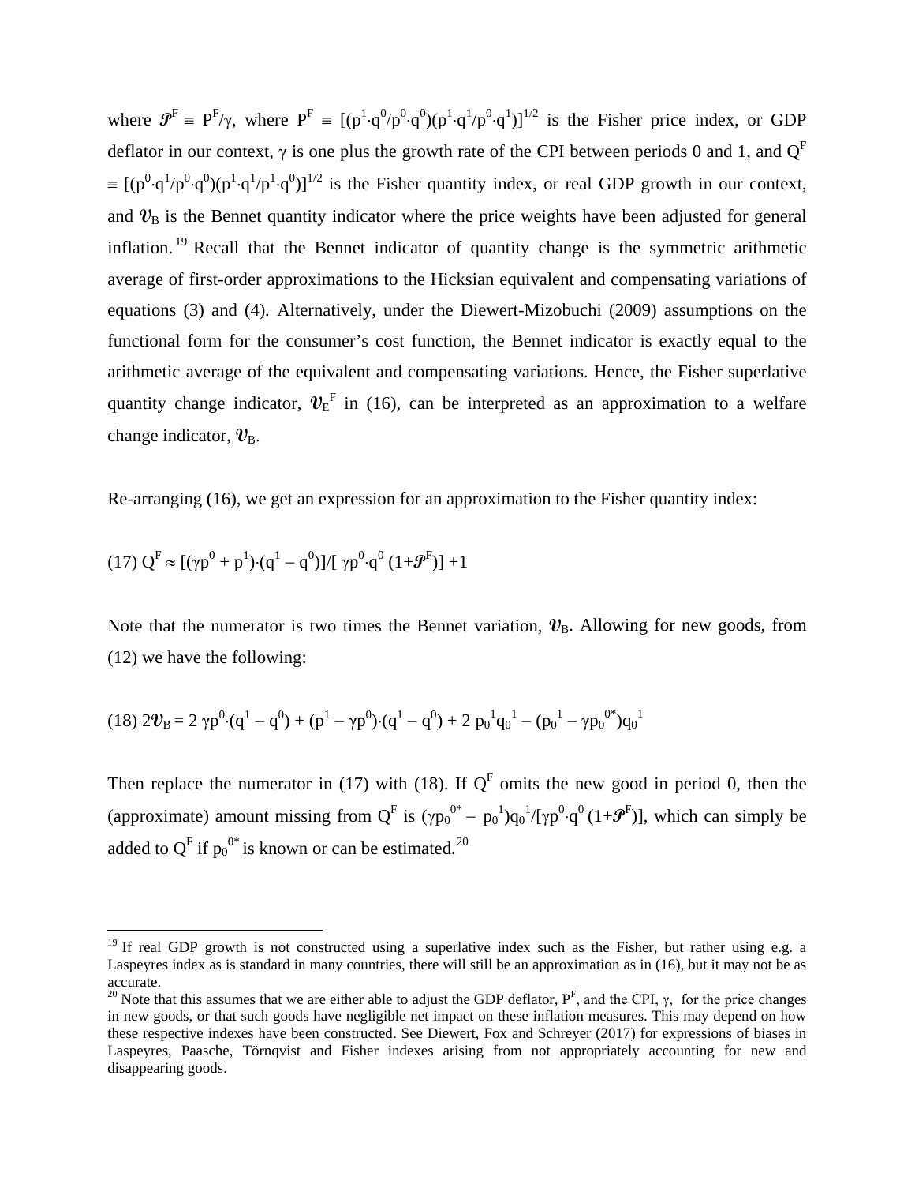where $\mathcal{P}^F \equiv P^F/\gamma$, where $P^F \equiv [(p^1 \cdot q^0/p^0 \cdot q^0)(p^1 \cdot q^1/p^0 \cdot q^1)]^{1/2}$ is the Fisher price index, or GDP deflator in our context, $\gamma$ is one plus the growth rate of the CPI between periods 0 and 1, and $Q^F \equiv [(p^0 \cdot q^1/p^0 \cdot q^0)(p^1 \cdot q^1/p^1 \cdot q^0)]^{1/2}$ is the Fisher quantity index, or real GDP growth in our context, and $\mathcal{V}_B$ is the Bennet quantity indicator where the price weights have been adjusted for general inflation.[19] Recall that the Bennet indicator of quantity change is the symmetric arithmetic average of first-order approximations to the Hicksian equivalent and compensating variations of equations (3) and (4). Alternatively, under the Diewert-Mizobuchi (2009) assumptions on the functional form for the consumer's cost function, the Bennet indicator is exactly equal to the arithmetic average of the equivalent and compensating variations. Hence, the Fisher superlative quantity change indicator, $\mathcal{V}_E^F$ in (16), can be interpreted as an approximation to a welfare change indicator, $\mathcal{V}_B$.

Re-arranging (16), we get an expression for an approximation to the Fisher quantity index:

$$(17)\ Q^F \approx [(\gamma p^0 + p^1) \cdot (q^1 - q^0)]/[\gamma p^0 \cdot q^0 (1+\mathcal{P}^F)] + 1$$

Note that the numerator is two times the Bennet variation, $\mathcal{V}_B$. Allowing for new goods, from (12) we have the following:

$$(18)\ 2\mathcal{V}_B = 2\ \gamma p^0 \cdot (q^1 - q^0) + (p^1 - \gamma p^0) \cdot (q^1 - q^0) + 2\ p_0{}^1 q_0{}^1 - (p_0{}^1 - \gamma p_0{}^{0*}) q_0{}^1$$

Then replace the numerator in (17) with (18). If $Q^F$ omits the new good in period 0, then the (approximate) amount missing from $Q^F$ is $(\gamma p_0{}^{0*} - p_0{}^1) q_0{}^1/[\gamma p^0 \cdot q^0 (1+\mathcal{P}^F)]$, which can simply be added to $Q^F$ if $p_0{}^{0*}$ is known or can be estimated.[20]

---

[19] If real GDP growth is not constructed using a superlative index such as the Fisher, but rather using e.g. a Laspeyres index as is standard in many countries, there will still be an approximation as in (16), but it may not be as accurate.

[20] Note that this assumes that we are either able to adjust the GDP deflator, $P^F$, and the CPI, $\gamma$, for the price changes in new goods, or that such goods have negligible net impact on these inflation measures. This may depend on how these respective indexes have been constructed. See Diewert, Fox and Schreyer (2017) for expressions of biases in Laspeyres, Paasche, Törnqvist and Fisher indexes arising from not appropriately accounting for new and disappearing goods.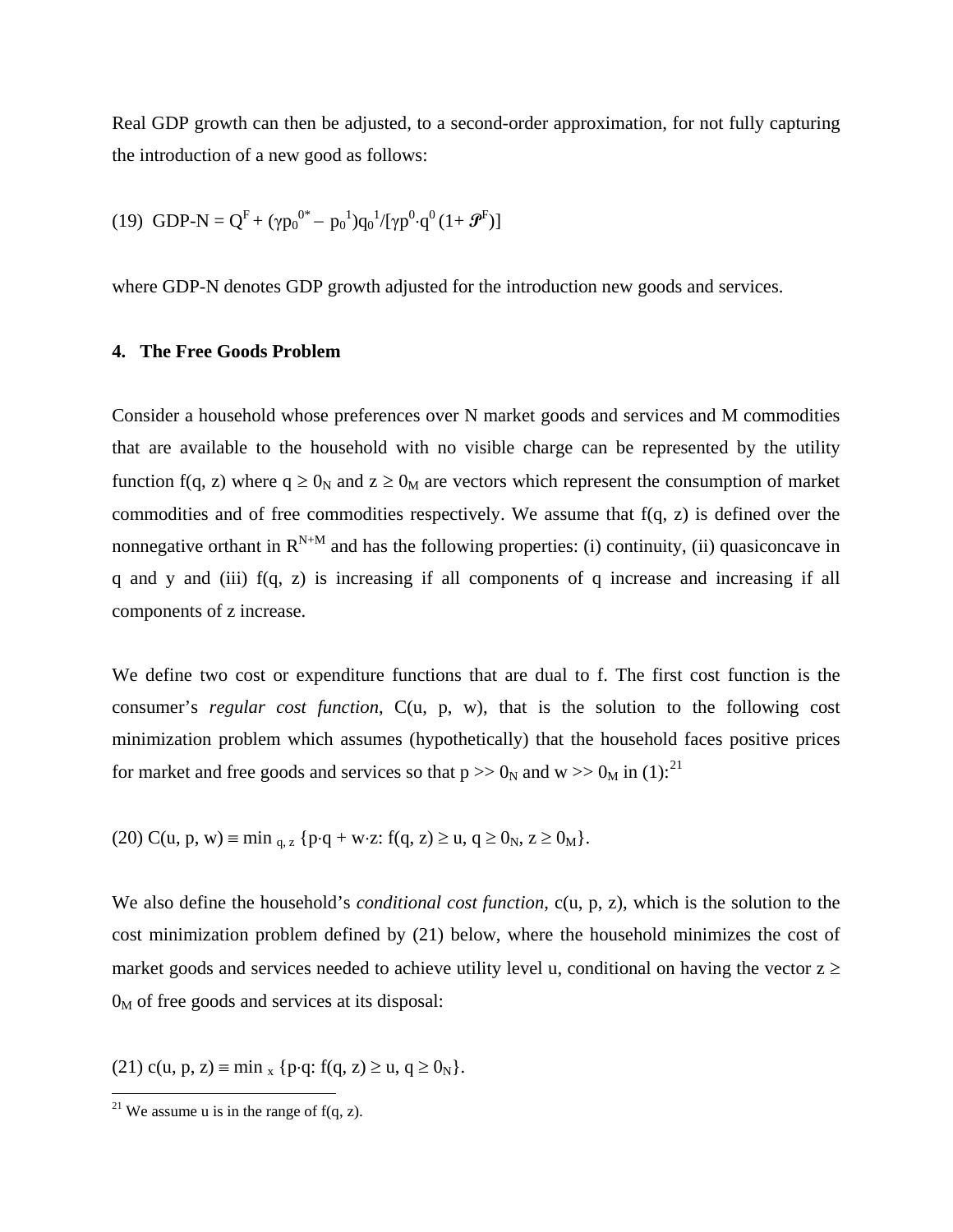Real GDP growth can then be adjusted, to a second-order approximation, for not fully capturing the introduction of a new good as follows:

$$(19)\ \ \text{GDP-N} = Q^F + (\gamma p_0^{0*} - p_0^1)q_0^1/[\gamma p^0 \cdot q^0 (1+ \mathscr{P}^F)]$$

where GDP-N denotes GDP growth adjusted for the introduction new goods and services.

## 4. The Free Goods Problem

Consider a household whose preferences over N market goods and services and M commodities that are available to the household with no visible charge can be represented by the utility function $f(q, z)$ where $q \geq 0_N$ and $z \geq 0_M$ are vectors which represent the consumption of market commodities and of free commodities respectively. We assume that $f(q, z)$ is defined over the nonnegative orthant in $R^{N+M}$ and has the following properties: (i) continuity, (ii) quasiconcave in q and y and (iii) $f(q, z)$ is increasing if all components of q increase and increasing if all components of z increase.

We define two cost or expenditure functions that are dual to f. The first cost function is the consumer's *regular cost function*, $C(u, p, w)$, that is the solution to the following cost minimization problem which assumes (hypothetically) that the household faces positive prices for market and free goods and services so that $p >> 0_N$ and $w >> 0_M$ in (1):[21]

$$(20)\ C(u, p, w) \equiv \min_{q, z} \{p \cdot q + w \cdot z: f(q, z) \geq u, q \geq 0_N, z \geq 0_M\}.$$

We also define the household's *conditional cost function*, $c(u, p, z)$, which is the solution to the cost minimization problem defined by (21) below, where the household minimizes the cost of market goods and services needed to achieve utility level u, conditional on having the vector $z \geq 0_M$ of free goods and services at its disposal:

$$(21)\ c(u, p, z) \equiv \min_{x} \{p \cdot q: f(q, z) \geq u, q \geq 0_N\}.$$

[21] We assume u is in the range of $f(q, z)$.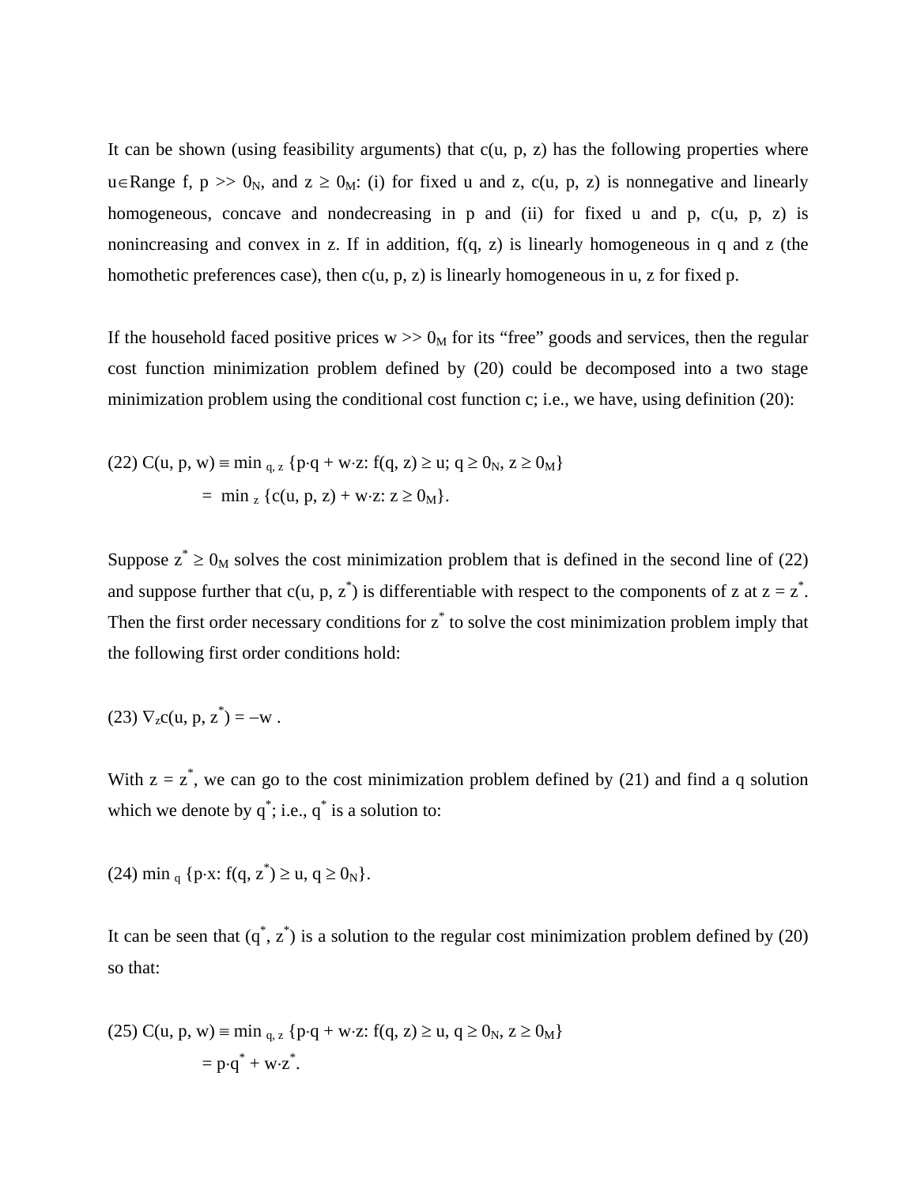It can be shown (using feasibility arguments) that c(u, p, z) has the following properties where $u \in \text{Range } f$, $p >> 0_N$, and $z \geq 0_M$: (i) for fixed u and z, c(u, p, z) is nonnegative and linearly homogeneous, concave and nondecreasing in p and (ii) for fixed u and p, c(u, p, z) is nonincreasing and convex in z. If in addition, f(q, z) is linearly homogeneous in q and z (the homothetic preferences case), then c(u, p, z) is linearly homogeneous in u, z for fixed p.

If the household faced positive prices $w >> 0_M$ for its "free" goods and services, then the regular cost function minimization problem defined by (20) could be decomposed into a two stage minimization problem using the conditional cost function c; i.e., we have, using definition (20):

$$(22)\ C(u, p, w) \equiv \min_{q, z} \{p \cdot q + w \cdot z: f(q, z) \geq u;\ q \geq 0_N,\ z \geq 0_M\}$$
$$= \min_z \{c(u, p, z) + w \cdot z: z \geq 0_M\}.$$

Suppose $z^* \geq 0_M$ solves the cost minimization problem that is defined in the second line of (22) and suppose further that $c(u, p, z^*)$ is differentiable with respect to the components of z at $z = z^*$. Then the first order necessary conditions for $z^*$ to solve the cost minimization problem imply that the following first order conditions hold:

$$(23)\ \nabla_z c(u, p, z^*) = -w\ .$$

With $z = z^*$, we can go to the cost minimization problem defined by (21) and find a q solution which we denote by $q^*$; i.e., $q^*$ is a solution to:

$$(24)\ \min_q \{p \cdot x: f(q, z^*) \geq u,\ q \geq 0_N\}.$$

It can be seen that $(q^*, z^*)$ is a solution to the regular cost minimization problem defined by (20) so that:

$$(25)\ C(u, p, w) \equiv \min_{q, z} \{p \cdot q + w \cdot z: f(q, z) \geq u,\ q \geq 0_N,\ z \geq 0_M\}$$
$$= p \cdot q^* + w \cdot z^*.$$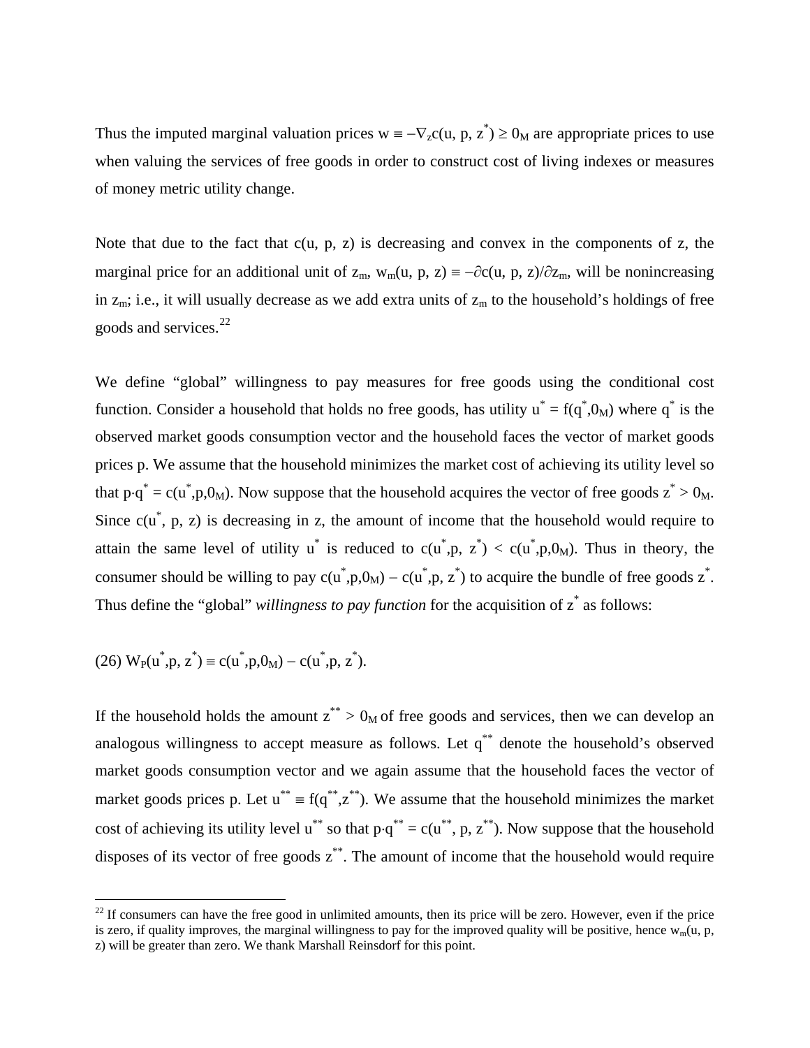Thus the imputed marginal valuation prices $w \equiv -\nabla_z c(u, p, z^*) \geq 0_M$ are appropriate prices to use when valuing the services of free goods in order to construct cost of living indexes or measures of money metric utility change.

Note that due to the fact that $c(u, p, z)$ is decreasing and convex in the components of z, the marginal price for an additional unit of $z_m$, $w_m(u, p, z) \equiv -\partial c(u, p, z)/\partial z_m$, will be nonincreasing in $z_m$; i.e., it will usually decrease as we add extra units of $z_m$ to the household's holdings of free goods and services.[22]

We define "global" willingness to pay measures for free goods using the conditional cost function. Consider a household that holds no free goods, has utility $u^* = f(q^*,0_M)$ where $q^*$ is the observed market goods consumption vector and the household faces the vector of market goods prices p. We assume that the household minimizes the market cost of achieving its utility level so that $p \cdot q^* = c(u^*,p,0_M)$. Now suppose that the household acquires the vector of free goods $z^* > 0_M$. Since $c(u^*, p, z)$ is decreasing in z, the amount of income that the household would require to attain the same level of utility $u^*$ is reduced to $c(u^*,p, z^*) < c(u^*,p,0_M)$. Thus in theory, the consumer should be willing to pay $c(u^*,p,0_M) - c(u^*,p, z^*)$ to acquire the bundle of free goods $z^*$. Thus define the "global" *willingness to pay function* for the acquisition of $z^*$ as follows:

$$(26)\ W_P(u^*,p, z^*) \equiv c(u^*,p,0_M) - c(u^*,p, z^*).$$

If the household holds the amount $z^{**} > 0_M$ of free goods and services, then we can develop an analogous willingness to accept measure as follows. Let $q^{**}$ denote the household's observed market goods consumption vector and we again assume that the household faces the vector of market goods prices p. Let $u^{**} \equiv f(q^{**},z^{**})$. We assume that the household minimizes the market cost of achieving its utility level $u^{**}$ so that $p \cdot q^{**} = c(u^{**}, p, z^{**})$. Now suppose that the household disposes of its vector of free goods $z^{**}$. The amount of income that the household would require

[22] If consumers can have the free good in unlimited amounts, then its price will be zero. However, even if the price is zero, if quality improves, the marginal willingness to pay for the improved quality will be positive, hence $w_m(u, p, z)$ will be greater than zero. We thank Marshall Reinsdorf for this point.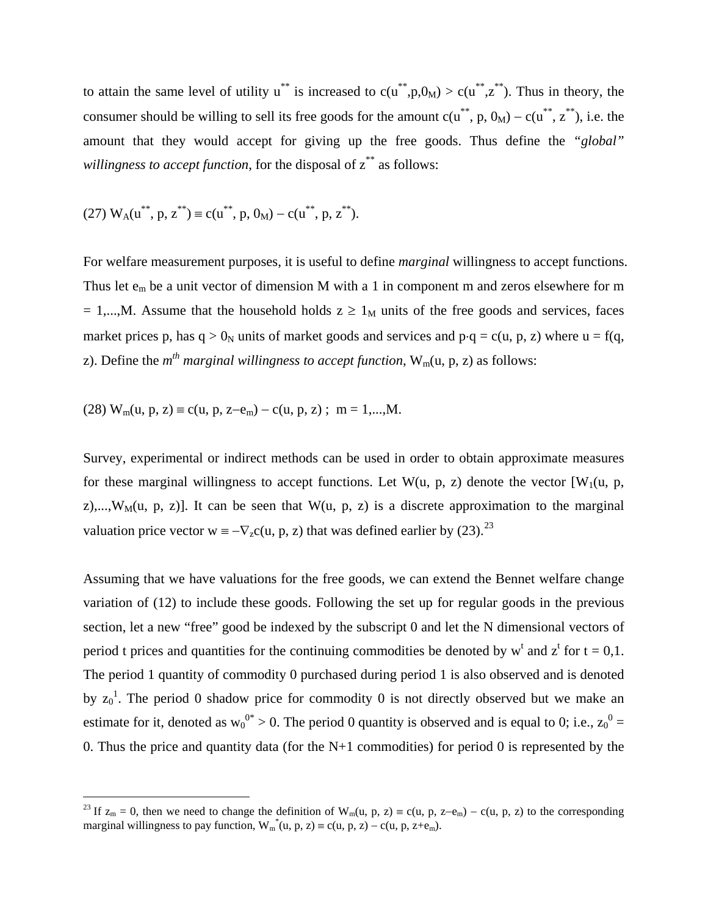to attain the same level of utility $u^{**}$ is increased to $c(u^{**},p,0_M) > c(u^{**},z^{**})$. Thus in theory, the consumer should be willing to sell its free goods for the amount $c(u^{**}, p, 0_M) - c(u^{**}, z^{**})$, i.e. the amount that they would accept for giving up the free goods. Thus define the *"global" willingness to accept function*, for the disposal of $z^{**}$ as follows:

$$(27)\ W_A(u^{**}, p, z^{**}) \equiv c(u^{**}, p, 0_M) - c(u^{**}, p, z^{**}).$$

For welfare measurement purposes, it is useful to define *marginal* willingness to accept functions. Thus let $e_m$ be a unit vector of dimension M with a 1 in component m and zeros elsewhere for m = 1,...,M. Assume that the household holds $z \geq 1_M$ units of the free goods and services, faces market prices p, has $q > 0_N$ units of market goods and services and $p \cdot q = c(u, p, z)$ where $u = f(q, z)$. Define the *$m^{th}$ marginal willingness to accept function*, $W_m(u, p, z)$ as follows:

$$(28)\ W_m(u, p, z) \equiv c(u, p, z-e_m) - c(u, p, z)\ ;\ \ m = 1,...,M.$$

Survey, experimental or indirect methods can be used in order to obtain approximate measures for these marginal willingness to accept functions. Let $W(u, p, z)$ denote the vector $[W_1(u, p, z),...,W_M(u, p, z)]$. It can be seen that $W(u, p, z)$ is a discrete approximation to the marginal valuation price vector $w \equiv -\nabla_z c(u, p, z)$ that was defined earlier by (23).[23]

Assuming that we have valuations for the free goods, we can extend the Bennet welfare change variation of (12) to include these goods. Following the set up for regular goods in the previous section, let a new "free" good be indexed by the subscript 0 and let the N dimensional vectors of period t prices and quantities for the continuing commodities be denoted by $w^t$ and $z^t$ for t = 0,1. The period 1 quantity of commodity 0 purchased during period 1 is also observed and is denoted by $z_0^1$. The period 0 shadow price for commodity 0 is not directly observed but we make an estimate for it, denoted as $w_0^{0*} > 0$. The period 0 quantity is observed and is equal to 0; i.e., $z_0^0 = 0$. Thus the price and quantity data (for the N+1 commodities) for period 0 is represented by the

---

[23] If $z_m = 0$, then we need to change the definition of $W_m(u, p, z) \equiv c(u, p, z-e_m) - c(u, p, z)$ to the corresponding marginal willingness to pay function, $W_m^*(u, p, z) \equiv c(u, p, z) - c(u, p, z+e_m)$.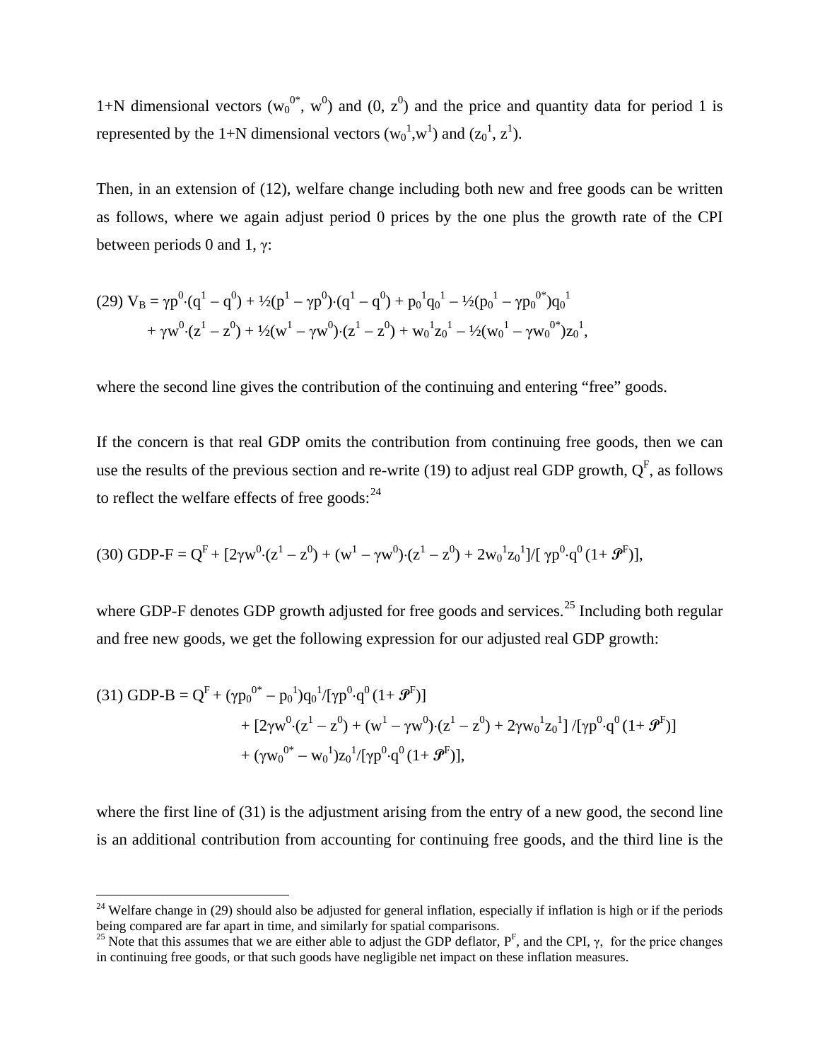1+N dimensional vectors $(w_0^{0*}, w^0)$ and $(0, z^0)$ and the price and quantity data for period 1 is represented by the 1+N dimensional vectors $(w_0^1, w^1)$ and $(z_0^1, z^1)$.

Then, in an extension of (12), welfare change including both new and free goods can be written as follows, where we again adjust period 0 prices by the one plus the growth rate of the CPI between periods 0 and 1, $\gamma$:

$$
\begin{aligned}
(29)\ V_B = {} & \gamma p^0 \cdot (q^1 - q^0) + ½(p^1 - \gamma p^0) \cdot (q^1 - q^0) + p_0^1 q_0^1 - ½(p_0^1 - \gamma p_0^{0*}) q_0^1 \\
& + \gamma w^0 \cdot (z^1 - z^0) + ½(w^1 - \gamma w^0) \cdot (z^1 - z^0) + w_0^1 z_0^1 - ½(w_0^1 - \gamma w_0^{0*}) z_0^1,
\end{aligned}
$$

where the second line gives the contribution of the continuing and entering "free" goods.

If the concern is that real GDP omits the contribution from continuing free goods, then we can use the results of the previous section and re-write (19) to adjust real GDP growth, $Q^F$, as follows to reflect the welfare effects of free goods:[24]

$$
(30)\ \text{GDP-F} = Q^F + [2\gamma w^0 \cdot (z^1 - z^0) + (w^1 - \gamma w^0) \cdot (z^1 - z^0) + 2 w_0^1 z_0^1] / [\gamma p^0 \cdot q^0 (1 + \mathcal{P}^F)],
$$

where GDP-F denotes GDP growth adjusted for free goods and services.[25] Including both regular and free new goods, we get the following expression for our adjusted real GDP growth:

$$
\begin{aligned}
(31)\ \text{GDP-B} = {} & Q^F + (\gamma p_0^{0*} - p_0^1) q_0^1 / [\gamma p^0 \cdot q^0 (1 + \mathcal{P}^F)] \\
& + [2\gamma w^0 \cdot (z^1 - z^0) + (w^1 - \gamma w^0) \cdot (z^1 - z^0) + 2\gamma w_0^1 z_0^1] / [\gamma p^0 \cdot q^0 (1 + \mathcal{P}^F)] \\
& + (\gamma w_0^{0*} - w_0^1) z_0^1 / [\gamma p^0 \cdot q^0 (1 + \mathcal{P}^F)],
\end{aligned}
$$

where the first line of (31) is the adjustment arising from the entry of a new good, the second line is an additional contribution from accounting for continuing free goods, and the third line is the

---

[24] Welfare change in (29) should also be adjusted for general inflation, especially if inflation is high or if the periods being compared are far apart in time, and similarly for spatial comparisons.

[25] Note that this assumes that we are either able to adjust the GDP deflator, $P^F$, and the CPI, $\gamma$, for the price changes in continuing free goods, or that such goods have negligible net impact on these inflation measures.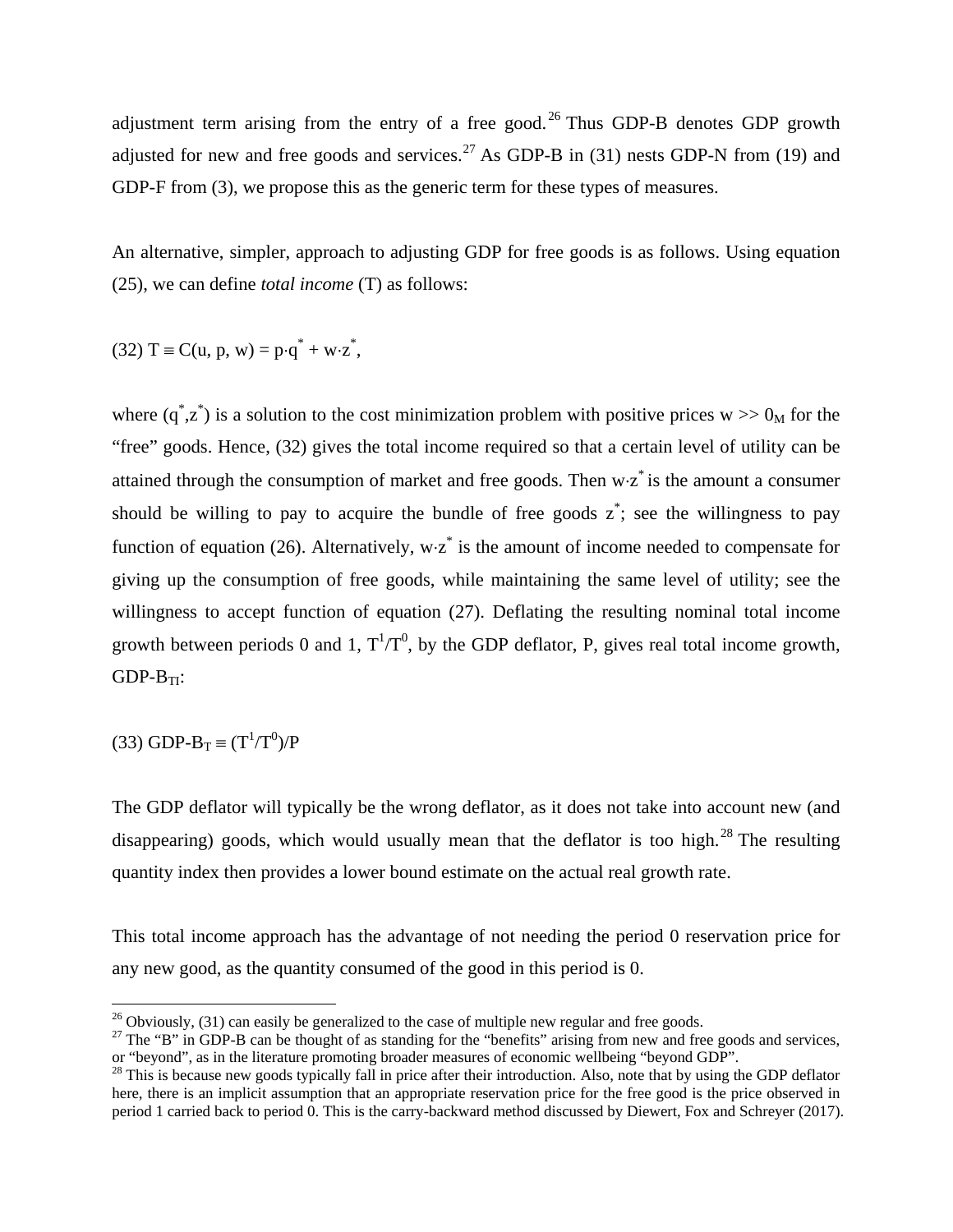adjustment term arising from the entry of a free good.[26] Thus GDP-B denotes GDP growth adjusted for new and free goods and services.[27] As GDP-B in (31) nests GDP-N from (19) and GDP-F from (3), we propose this as the generic term for these types of measures.

An alternative, simpler, approach to adjusting GDP for free goods is as follows. Using equation (25), we can define *total income* (T) as follows:

$$(32)\ T \equiv C(u, p, w) = p \cdot q^{*} + w \cdot z^{*},$$

where $(q^{*},z^{*})$ is a solution to the cost minimization problem with positive prices $w \gg 0_M$ for the "free" goods. Hence, (32) gives the total income required so that a certain level of utility can be attained through the consumption of market and free goods. Then $w \cdot z^{*}$ is the amount a consumer should be willing to pay to acquire the bundle of free goods $z^{*}$; see the willingness to pay function of equation (26). Alternatively, $w \cdot z^{*}$ is the amount of income needed to compensate for giving up the consumption of free goods, while maintaining the same level of utility; see the willingness to accept function of equation (27). Deflating the resulting nominal total income growth between periods 0 and 1, $T^1/T^0$, by the GDP deflator, P, gives real total income growth, GDP-$B_{TI}$:

$$(33)\ \text{GDP-B}_T \equiv (T^1/T^0)/P$$

The GDP deflator will typically be the wrong deflator, as it does not take into account new (and disappearing) goods, which would usually mean that the deflator is too high.[28] The resulting quantity index then provides a lower bound estimate on the actual real growth rate.

This total income approach has the advantage of not needing the period 0 reservation price for any new good, as the quantity consumed of the good in this period is 0.

---

[26] Obviously, (31) can easily be generalized to the case of multiple new regular and free goods.

[27] The "B" in GDP-B can be thought of as standing for the "benefits" arising from new and free goods and services, or "beyond", as in the literature promoting broader measures of economic wellbeing "beyond GDP".

[28] This is because new goods typically fall in price after their introduction. Also, note that by using the GDP deflator here, there is an implicit assumption that an appropriate reservation price for the free good is the price observed in period 1 carried back to period 0. This is the carry-backward method discussed by Diewert, Fox and Schreyer (2017).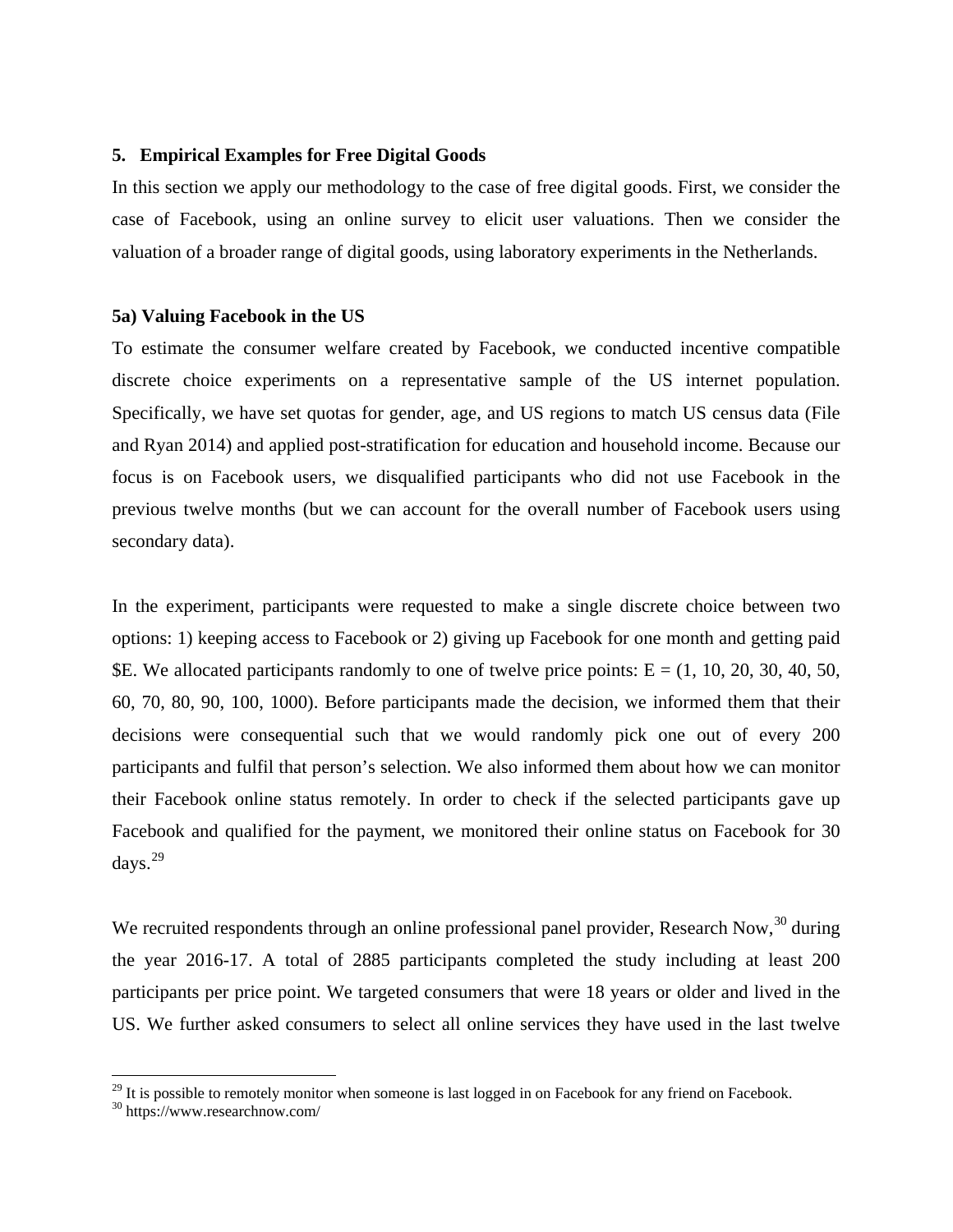## 5. Empirical Examples for Free Digital Goods

In this section we apply our methodology to the case of free digital goods. First, we consider the case of Facebook, using an online survey to elicit user valuations. Then we consider the valuation of a broader range of digital goods, using laboratory experiments in the Netherlands.

### 5a) Valuing Facebook in the US

To estimate the consumer welfare created by Facebook, we conducted incentive compatible discrete choice experiments on a representative sample of the US internet population. Specifically, we have set quotas for gender, age, and US regions to match US census data (File and Ryan 2014) and applied post-stratification for education and household income. Because our focus is on Facebook users, we disqualified participants who did not use Facebook in the previous twelve months (but we can account for the overall number of Facebook users using secondary data).

In the experiment, participants were requested to make a single discrete choice between two options: 1) keeping access to Facebook or 2) giving up Facebook for one month and getting paid $E. We allocated participants randomly to one of twelve price points: E = (1, 10, 20, 30, 40, 50, 60, 70, 80, 90, 100, 1000). Before participants made the decision, we informed them that their decisions were consequential such that we would randomly pick one out of every 200 participants and fulfil that person's selection. We also informed them about how we can monitor their Facebook online status remotely. In order to check if the selected participants gave up Facebook and qualified for the payment, we monitored their online status on Facebook for 30 days.[29]

We recruited respondents through an online professional panel provider, Research Now,[30] during the year 2016-17. A total of 2885 participants completed the study including at least 200 participants per price point. We targeted consumers that were 18 years or older and lived in the US. We further asked consumers to select all online services they have used in the last twelve

[29] It is possible to remotely monitor when someone is last logged in on Facebook for any friend on Facebook.

[30] https://www.researchnow.com/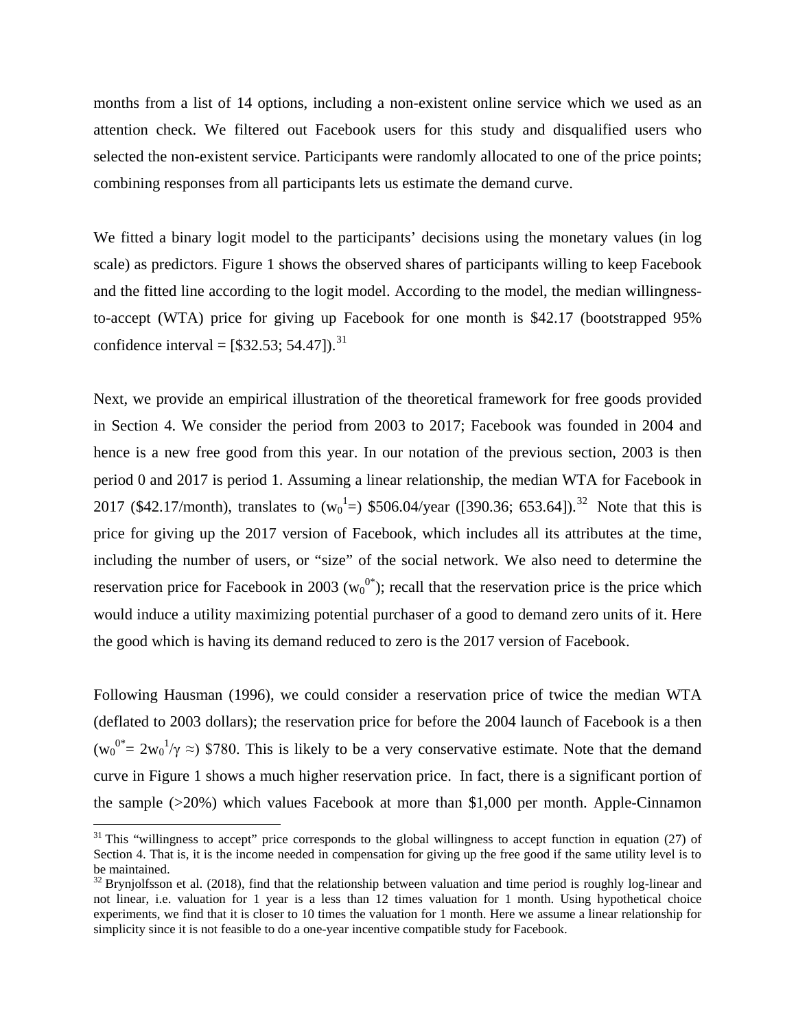months from a list of 14 options, including a non-existent online service which we used as an attention check. We filtered out Facebook users for this study and disqualified users who selected the non-existent service. Participants were randomly allocated to one of the price points; combining responses from all participants lets us estimate the demand curve.

We fitted a binary logit model to the participants' decisions using the monetary values (in log scale) as predictors. Figure 1 shows the observed shares of participants willing to keep Facebook and the fitted line according to the logit model. According to the model, the median willingness-to-accept (WTA) price for giving up Facebook for one month is \$42.17 (bootstrapped 95% confidence interval = [\$32.53; 54.47]).[31]

Next, we provide an empirical illustration of the theoretical framework for free goods provided in Section 4. We consider the period from 2003 to 2017; Facebook was founded in 2004 and hence is a new free good from this year. In our notation of the previous section, 2003 is then period 0 and 2017 is period 1. Assuming a linear relationship, the median WTA for Facebook in 2017 (\$42.17/month), translates to ($w_0^1$=) \$506.04/year ([390.36; 653.64]).[32] Note that this is price for giving up the 2017 version of Facebook, which includes all its attributes at the time, including the number of users, or "size" of the social network. We also need to determine the reservation price for Facebook in 2003 ($w_0^{0*}$); recall that the reservation price is the price which would induce a utility maximizing potential purchaser of a good to demand zero units of it. Here the good which is having its demand reduced to zero is the 2017 version of Facebook.

Following Hausman (1996), we could consider a reservation price of twice the median WTA (deflated to 2003 dollars); the reservation price for before the 2004 launch of Facebook is a then ($w_0^{0*} = 2w_0^1/\gamma \approx$) \$780. This is likely to be a very conservative estimate. Note that the demand curve in Figure 1 shows a much higher reservation price. In fact, there is a significant portion of the sample (>20%) which values Facebook at more than \$1,000 per month. Apple-Cinnamon

[31] This "willingness to accept" price corresponds to the global willingness to accept function in equation (27) of Section 4. That is, it is the income needed in compensation for giving up the free good if the same utility level is to be maintained.

[32] Brynjolfsson et al. (2018), find that the relationship between valuation and time period is roughly log-linear and not linear, i.e. valuation for 1 year is a less than 12 times valuation for 1 month. Using hypothetical choice experiments, we find that it is closer to 10 times the valuation for 1 month. Here we assume a linear relationship for simplicity since it is not feasible to do a one-year incentive compatible study for Facebook.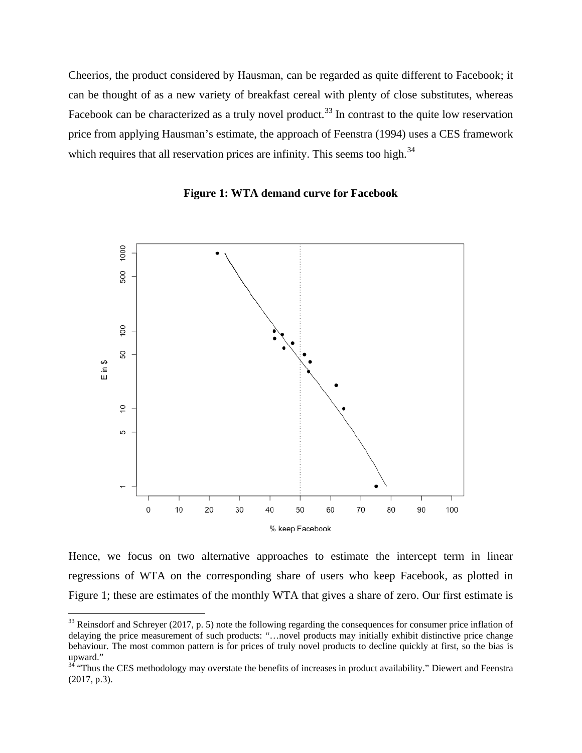Cheerios, the product considered by Hausman, can be regarded as quite different to Facebook; it can be thought of as a new variety of breakfast cereal with plenty of close substitutes, whereas Facebook can be characterized as a truly novel product.[33] In contrast to the quite low reservation price from applying Hausman's estimate, the approach of Feenstra (1994) uses a CES framework which requires that all reservation prices are infinity. This seems too high.[34]

**Figure 1: WTA demand curve for Facebook**

Hence, we focus on two alternative approaches to estimate the intercept term in linear regressions of WTA on the corresponding share of users who keep Facebook, as plotted in Figure 1; these are estimates of the monthly WTA that gives a share of zero. Our first estimate is

[33] Reinsdorf and Schreyer (2017, p. 5) note the following regarding the consequences for consumer price inflation of delaying the price measurement of such products: "…novel products may initially exhibit distinctive price change behaviour. The most common pattern is for prices of truly novel products to decline quickly at first, so the bias is upward."

[34] "Thus the CES methodology may overstate the benefits of increases in product availability." Diewert and Feenstra (2017, p.3).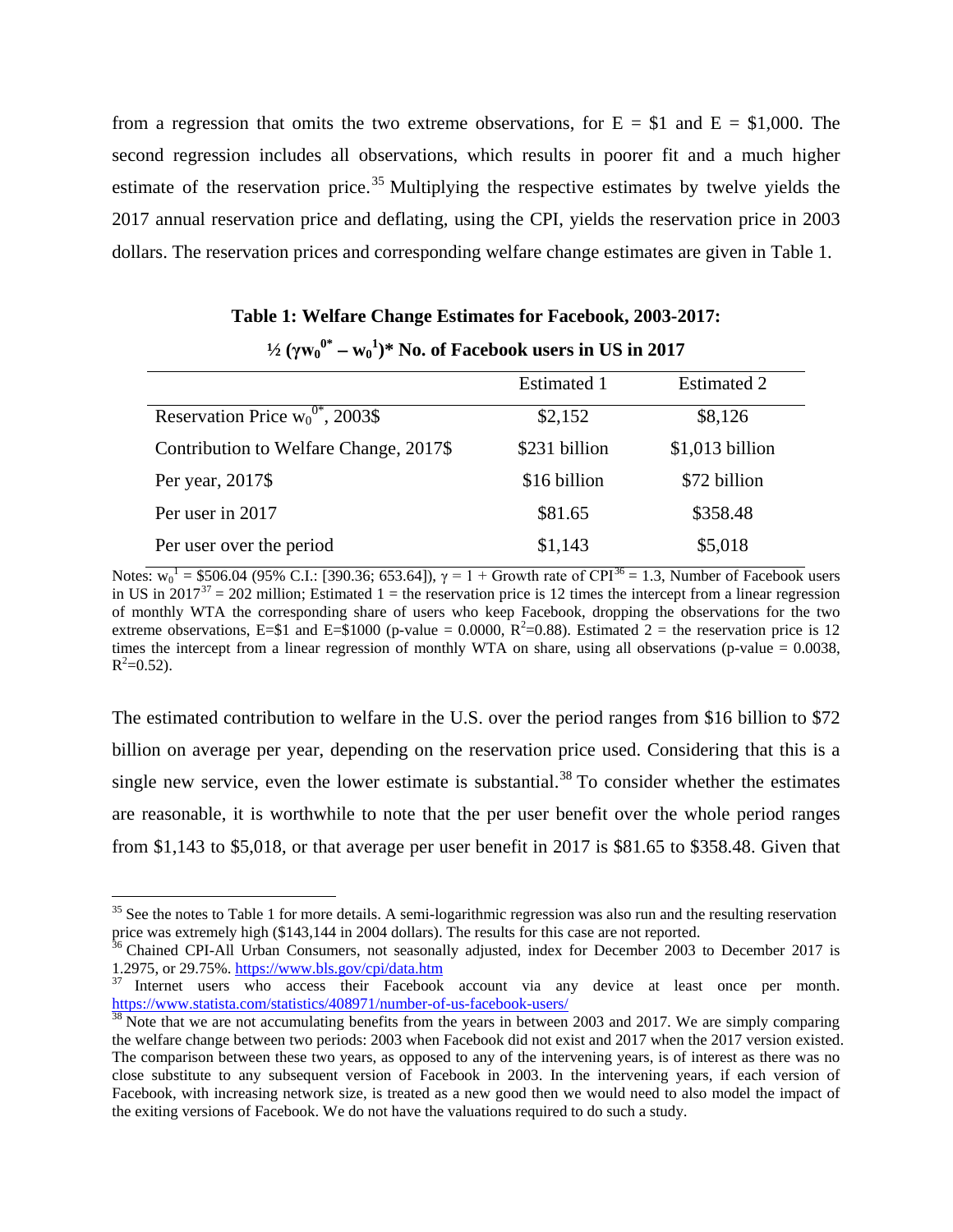from a regression that omits the two extreme observations, for E = \$1 and E = \$1,000. The second regression includes all observations, which results in poorer fit and a much higher estimate of the reservation price.[35] Multiplying the respective estimates by twelve yields the 2017 annual reservation price and deflating, using the CPI, yields the reservation price in 2003 dollars. The reservation prices and corresponding welfare change estimates are given in Table 1.

**Table 1: Welfare Change Estimates for Facebook, 2003-2017:**
**$\frac{1}{2}(\gamma w_0^{0*} - w_0^1)$\* No. of Facebook users in US in 2017**

| | Estimated 1 | Estimated 2 |
|---|---|---|
| Reservation Price $w_0^{0*}$, 2003\$ | \$2,152 | \$8,126 |
| Contribution to Welfare Change, 2017\$ | \$231 billion | \$1,013 billion |
| Per year, 2017\$ | \$16 billion | \$72 billion |
| Per user in 2017 | \$81.65 | \$358.48 |
| Per user over the period | \$1,143 | \$5,018 |

Notes: $w_0^1$ = \$506.04 (95% C.I.: [390.36; 653.64]), $\gamma$ = 1 + Growth rate of CPI[36] = 1.3, Number of Facebook users in US in 2017[37] = 202 million; Estimated 1 = the reservation price is 12 times the intercept from a linear regression of monthly WTA the corresponding share of users who keep Facebook, dropping the observations for the two extreme observations, E=\$1 and E=\$1000 (p-value = 0.0000, $R^2$=0.88). Estimated 2 = the reservation price is 12 times the intercept from a linear regression of monthly WTA on share, using all observations (p-value = 0.0038, $R^2$=0.52).

The estimated contribution to welfare in the U.S. over the period ranges from \$16 billion to \$72 billion on average per year, depending on the reservation price used. Considering that this is a single new service, even the lower estimate is substantial.[38] To consider whether the estimates are reasonable, it is worthwhile to note that the per user benefit over the whole period ranges from \$1,143 to \$5,018, or that average per user benefit in 2017 is \$81.65 to \$358.48. Given that

---

[35] See the notes to Table 1 for more details. A semi-logarithmic regression was also run and the resulting reservation price was extremely high (\$143,144 in 2004 dollars). The results for this case are not reported.

[36] Chained CPI-All Urban Consumers, not seasonally adjusted, index for December 2003 to December 2017 is 1.2975, or 29.75%. https://www.bls.gov/cpi/data.htm

[37] Internet users who access their Facebook account via any device at least once per month. https://www.statista.com/statistics/408971/number-of-us-facebook-users/

[38] Note that we are not accumulating benefits from the years in between 2003 and 2017. We are simply comparing the welfare change between two periods: 2003 when Facebook did not exist and 2017 when the 2017 version existed. The comparison between these two years, as opposed to any of the intervening years, is of interest as there was no close substitute to any subsequent version of Facebook in 2003. In the intervening years, if each version of Facebook, with increasing network size, is treated as a new good then we would need to also model the impact of the exiting versions of Facebook. We do not have the valuations required to do such a study.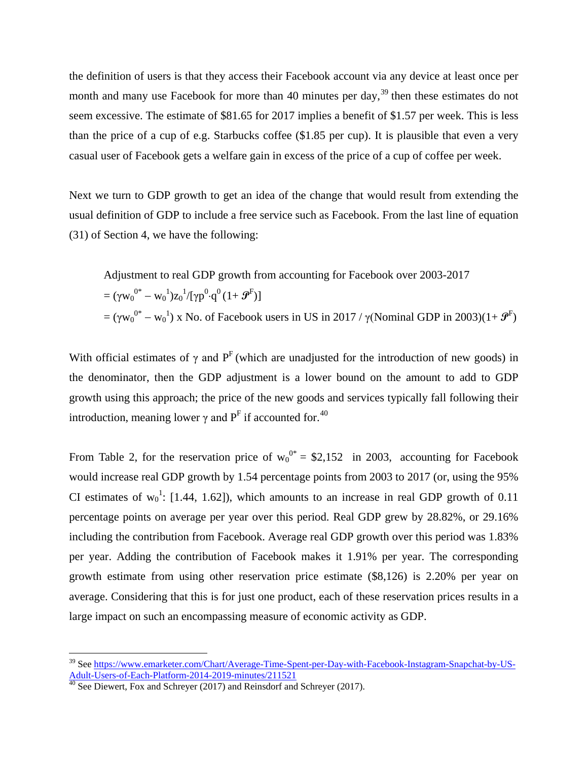the definition of users is that they access their Facebook account via any device at least once per month and many use Facebook for more than 40 minutes per day,[39] then these estimates do not seem excessive. The estimate of \$81.65 for 2017 implies a benefit of \$1.57 per week. This is less than the price of a cup of e.g. Starbucks coffee (\$1.85 per cup). It is plausible that even a very casual user of Facebook gets a welfare gain in excess of the price of a cup of coffee per week.

Next we turn to GDP growth to get an idea of the change that would result from extending the usual definition of GDP to include a free service such as Facebook. From the last line of equation (31) of Section 4, we have the following:

Adjustment to real GDP growth from accounting for Facebook over 2003-2017

$$= (\gamma w_0^{0*} - w_0^1)z_0^1/[\gamma p^0 \cdot q^0 (1+ \mathscr{P}^F)]$$

$$= (\gamma w_0^{0*} - w_0^1) \text{ x No. of Facebook users in US in 2017} / \gamma(\text{Nominal GDP in 2003})(1+ \mathscr{P}^F)$$

With official estimates of $\gamma$ and $P^F$ (which are unadjusted for the introduction of new goods) in the denominator, then the GDP adjustment is a lower bound on the amount to add to GDP growth using this approach; the price of the new goods and services typically fall following their introduction, meaning lower $\gamma$ and $P^F$ if accounted for.[40]

From Table 2, for the reservation price of $w_0^{0*}$ = \$2,152 in 2003, accounting for Facebook would increase real GDP growth by 1.54 percentage points from 2003 to 2017 (or, using the 95% CI estimates of $w_0^1$: [1.44, 1.62]), which amounts to an increase in real GDP growth of 0.11 percentage points on average per year over this period. Real GDP grew by 28.82%, or 29.16% including the contribution from Facebook. Average real GDP growth over this period was 1.83% per year. Adding the contribution of Facebook makes it 1.91% per year. The corresponding growth estimate from using other reservation price estimate (\$8,126) is 2.20% per year on average. Considering that this is for just one product, each of these reservation prices results in a large impact on such an encompassing measure of economic activity as GDP.

---

[39] See https://www.emarketer.com/Chart/Average-Time-Spent-per-Day-with-Facebook-Instagram-Snapchat-by-US-Adult-Users-of-Each-Platform-2014-2019-minutes/211521

[40] See Diewert, Fox and Schreyer (2017) and Reinsdorf and Schreyer (2017).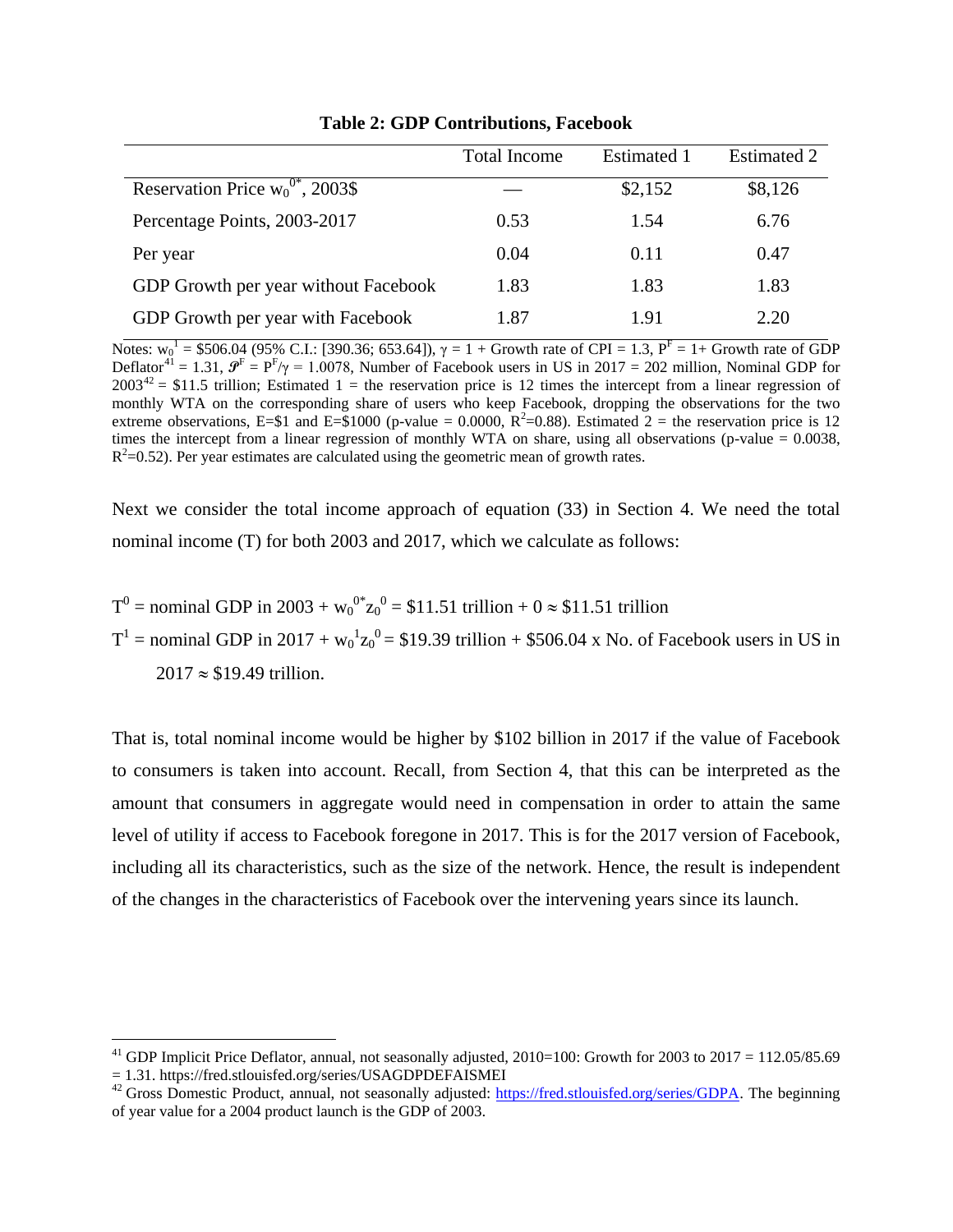**Table 2: GDP Contributions, Facebook**

| | Total Income | Estimated 1 | Estimated 2 |
|---|---|---|---|
| Reservation Price $w_0^{0*}$, 2003$ | — | $2,152 | $8,126 |
| Percentage Points, 2003-2017 | 0.53 | 1.54 | 6.76 |
| Per year | 0.04 | 0.11 | 0.47 |
| GDP Growth per year without Facebook | 1.83 | 1.83 | 1.83 |
| GDP Growth per year with Facebook | 1.87 | 1.91 | 2.20 |

Notes: $w_0^1$ = \$506.04 (95% C.I.: [390.36; 653.64]), $\gamma$ = 1 + Growth rate of CPI = 1.3, $P^F$ = 1+ Growth rate of GDP Deflator[41] = 1.31, $\mathcal{P}^F = P^F/\gamma = 1.0078$, Number of Facebook users in US in 2017 = 202 million, Nominal GDP for 2003[42] = \$11.5 trillion; Estimated 1 = the reservation price is 12 times the intercept from a linear regression of monthly WTA on the corresponding share of users who keep Facebook, dropping the observations for the two extreme observations, E=\$1 and E=\$1000 (p-value = 0.0000, $R^2$=0.88). Estimated 2 = the reservation price is 12 times the intercept from a linear regression of monthly WTA on share, using all observations (p-value = 0.0038, $R^2$=0.52). Per year estimates are calculated using the geometric mean of growth rates.

Next we consider the total income approach of equation (33) in Section 4. We need the total nominal income (T) for both 2003 and 2017, which we calculate as follows:

$T^0$ = nominal GDP in 2003 + $w_0^{0*}z_0^0$ = \$11.51 trillion + 0 ≈ \$11.51 trillion

$T^1$ = nominal GDP in 2017 + $w_0^1 z_0^0$ = \$19.39 trillion + \$506.04 x No. of Facebook users in US in 2017 ≈ \$19.49 trillion.

That is, total nominal income would be higher by \$102 billion in 2017 if the value of Facebook to consumers is taken into account. Recall, from Section 4, that this can be interpreted as the amount that consumers in aggregate would need in compensation in order to attain the same level of utility if access to Facebook foregone in 2017. This is for the 2017 version of Facebook, including all its characteristics, such as the size of the network. Hence, the result is independent of the changes in the characteristics of Facebook over the intervening years since its launch.

[41] GDP Implicit Price Deflator, annual, not seasonally adjusted, 2010=100: Growth for 2003 to 2017 = 112.05/85.69 = 1.31. https://fred.stlouisfed.org/series/USAGDPDEFAISMEI

[42] Gross Domestic Product, annual, not seasonally adjusted: https://fred.stlouisfed.org/series/GDPA. The beginning of year value for a 2004 product launch is the GDP of 2003.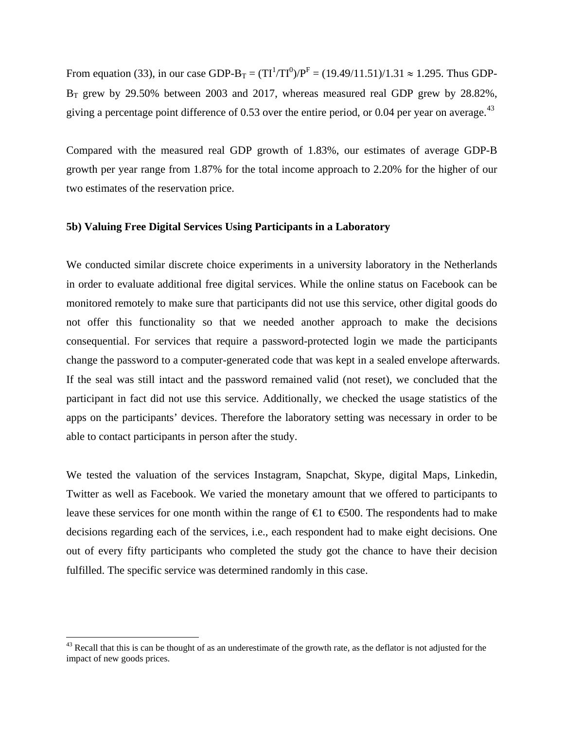From equation (33), in our case $GDP\text{-}B_T = (TI^1/TI^0)/P^F = (19.49/11.51)/1.31 \approx 1.295$. Thus GDP-$B_T$ grew by 29.50% between 2003 and 2017, whereas measured real GDP grew by 28.82%, giving a percentage point difference of 0.53 over the entire period, or 0.04 per year on average.[43]

Compared with the measured real GDP growth of 1.83%, our estimates of average GDP-B growth per year range from 1.87% for the total income approach to 2.20% for the higher of our two estimates of the reservation price.

**5b) Valuing Free Digital Services Using Participants in a Laboratory**

We conducted similar discrete choice experiments in a university laboratory in the Netherlands in order to evaluate additional free digital services. While the online status on Facebook can be monitored remotely to make sure that participants did not use this service, other digital goods do not offer this functionality so that we needed another approach to make the decisions consequential. For services that require a password-protected login we made the participants change the password to a computer-generated code that was kept in a sealed envelope afterwards. If the seal was still intact and the password remained valid (not reset), we concluded that the participant in fact did not use this service. Additionally, we checked the usage statistics of the apps on the participants' devices. Therefore the laboratory setting was necessary in order to be able to contact participants in person after the study.

We tested the valuation of the services Instagram, Snapchat, Skype, digital Maps, Linkedin, Twitter as well as Facebook. We varied the monetary amount that we offered to participants to leave these services for one month within the range of €1 to €500. The respondents had to make decisions regarding each of the services, i.e., each respondent had to make eight decisions. One out of every fifty participants who completed the study got the chance to have their decision fulfilled. The specific service was determined randomly in this case.

[43] Recall that this is can be thought of as an underestimate of the growth rate, as the deflator is not adjusted for the impact of new goods prices.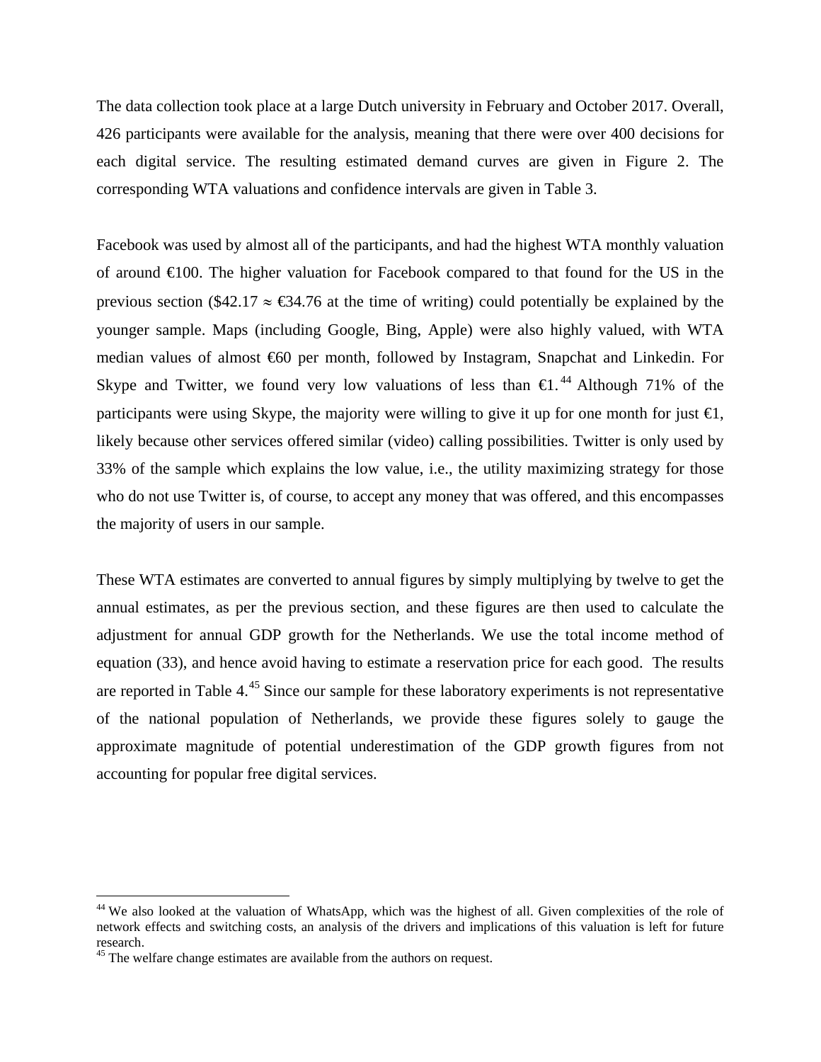The data collection took place at a large Dutch university in February and October 2017. Overall, 426 participants were available for the analysis, meaning that there were over 400 decisions for each digital service. The resulting estimated demand curves are given in Figure 2. The corresponding WTA valuations and confidence intervals are given in Table 3.

Facebook was used by almost all of the participants, and had the highest WTA monthly valuation of around €100. The higher valuation for Facebook compared to that found for the US in the previous section ($42.17 ≈ €34.76 at the time of writing) could potentially be explained by the younger sample. Maps (including Google, Bing, Apple) were also highly valued, with WTA median values of almost €60 per month, followed by Instagram, Snapchat and Linkedin. For Skype and Twitter, we found very low valuations of less than €1.[44] Although 71% of the participants were using Skype, the majority were willing to give it up for one month for just €1, likely because other services offered similar (video) calling possibilities. Twitter is only used by 33% of the sample which explains the low value, i.e., the utility maximizing strategy for those who do not use Twitter is, of course, to accept any money that was offered, and this encompasses the majority of users in our sample.

These WTA estimates are converted to annual figures by simply multiplying by twelve to get the annual estimates, as per the previous section, and these figures are then used to calculate the adjustment for annual GDP growth for the Netherlands. We use the total income method of equation (33), and hence avoid having to estimate a reservation price for each good. The results are reported in Table 4.[45] Since our sample for these laboratory experiments is not representative of the national population of Netherlands, we provide these figures solely to gauge the approximate magnitude of potential underestimation of the GDP growth figures from not accounting for popular free digital services.

---

[44] We also looked at the valuation of WhatsApp, which was the highest of all. Given complexities of the role of network effects and switching costs, an analysis of the drivers and implications of this valuation is left for future research.

[45] The welfare change estimates are available from the authors on request.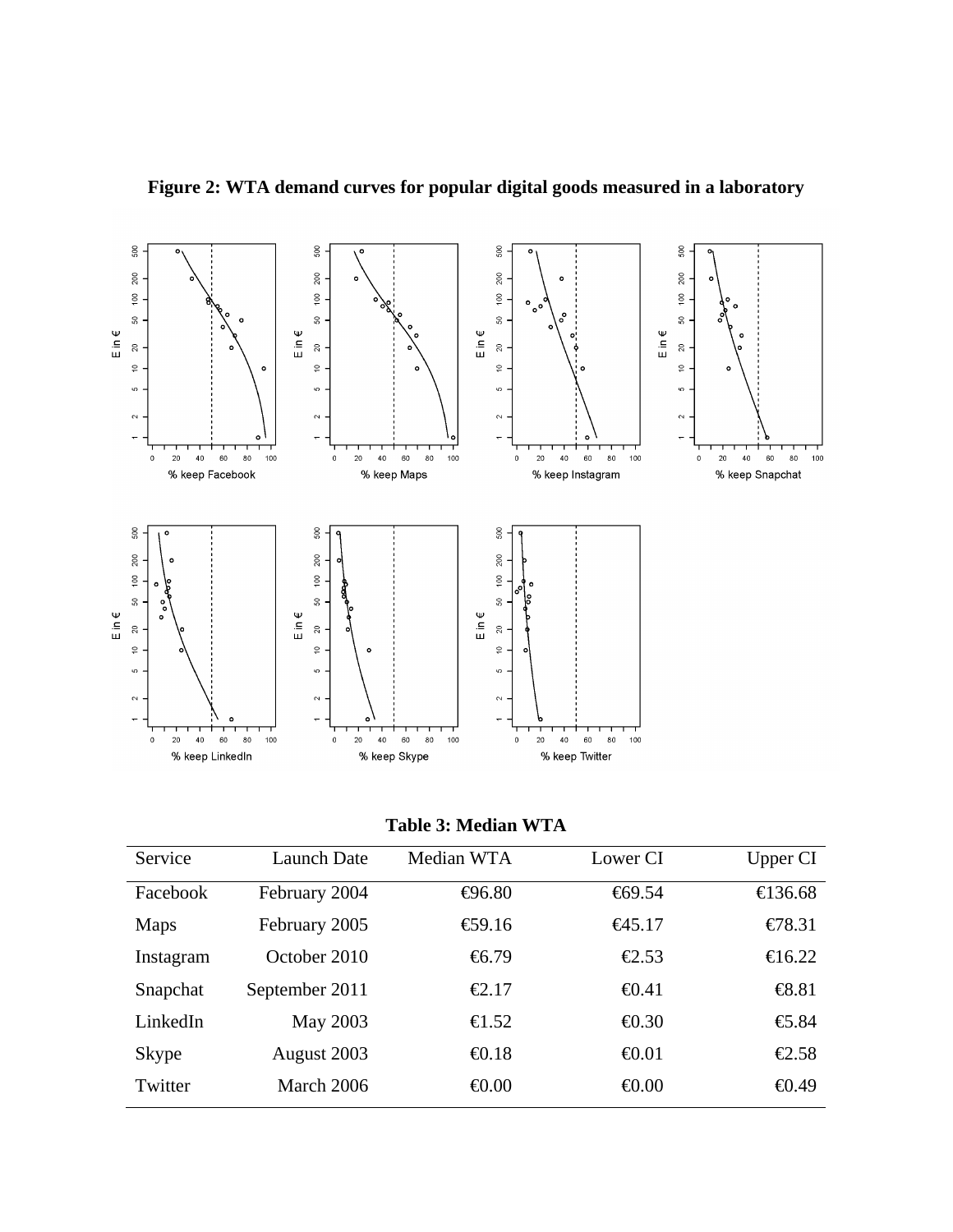**Figure 2: WTA demand curves for popular digital goods measured in a laboratory**

**Table 3: Median WTA**

| Service | Launch Date | Median WTA | Lower CI | Upper CI |
|---|---|---|---|---|
| Facebook | February 2004 | €96.80 | €69.54 | €136.68 |
| Maps | February 2005 | €59.16 | €45.17 | €78.31 |
| Instagram | October 2010 | €6.79 | €2.53 | €16.22 |
| Snapchat | September 2011 | €2.17 | €0.41 | €8.81 |
| LinkedIn | May 2003 | €1.52 | €0.30 | €5.84 |
| Skype | August 2003 | €0.18 | €0.01 | €2.58 |
| Twitter | March 2006 | €0.00 | €0.00 | €0.49 |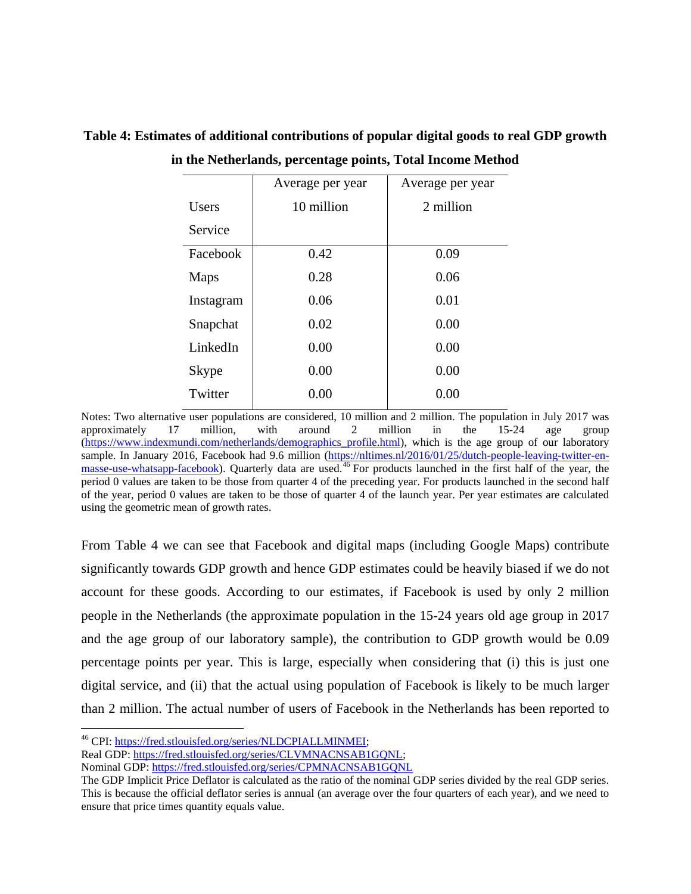**Table 4: Estimates of additional contributions of popular digital goods to real GDP growth in the Netherlands, percentage points, Total Income Method**

| Users<br>Service | Average per year<br>10 million | Average per year<br>2 million |
|---|---|---|
| Facebook | 0.42 | 0.09 |
| Maps | 0.28 | 0.06 |
| Instagram | 0.06 | 0.01 |
| Snapchat | 0.02 | 0.00 |
| LinkedIn | 0.00 | 0.00 |
| Skype | 0.00 | 0.00 |
| Twitter | 0.00 | 0.00 |

Notes: Two alternative user populations are considered, 10 million and 2 million. The population in July 2017 was approximately 17 million, with around 2 million in the 15-24 age group (https://www.indexmundi.com/netherlands/demographics_profile.html), which is the age group of our laboratory sample. In January 2016, Facebook had 9.6 million (https://nltimes.nl/2016/01/25/dutch-people-leaving-twitter-en-masse-use-whatsapp-facebook). Quarterly data are used.[46] For products launched in the first half of the year, the period 0 values are taken to be those from quarter 4 of the preceding year. For products launched in the second half of the year, period 0 values are taken to be those of quarter 4 of the launch year. Per year estimates are calculated using the geometric mean of growth rates.

From Table 4 we can see that Facebook and digital maps (including Google Maps) contribute significantly towards GDP growth and hence GDP estimates could be heavily biased if we do not account for these goods. According to our estimates, if Facebook is used by only 2 million people in the Netherlands (the approximate population in the 15-24 years old age group in 2017 and the age group of our laboratory sample), the contribution to GDP growth would be 0.09 percentage points per year. This is large, especially when considering that (i) this is just one digital service, and (ii) that the actual using population of Facebook is likely to be much larger than 2 million. The actual number of users of Facebook in the Netherlands has been reported to

[46] CPI: https://fred.stlouisfed.org/series/NLDCPIALLMINMEI;
Real GDP: https://fred.stlouisfed.org/series/CLVMNACNSAB1GQNL;
Nominal GDP: https://fred.stlouisfed.org/series/CPMNACNSAB1GQNL
The GDP Implicit Price Deflator is calculated as the ratio of the nominal GDP series divided by the real GDP series. This is because the official deflator series is annual (an average over the four quarters of each year), and we need to ensure that price times quantity equals value.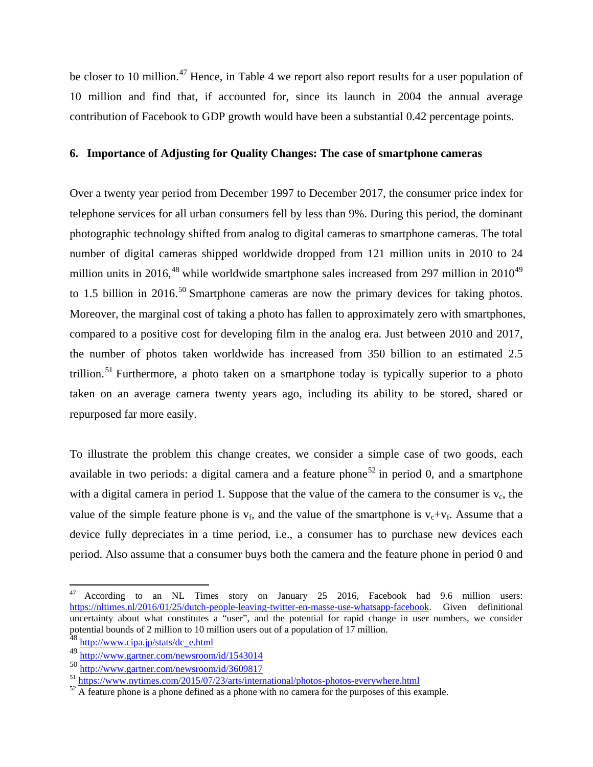be closer to 10 million.[47] Hence, in Table 4 we report also report results for a user population of 10 million and find that, if accounted for, since its launch in 2004 the annual average contribution of Facebook to GDP growth would have been a substantial 0.42 percentage points.

## 6. Importance of Adjusting for Quality Changes: The case of smartphone cameras

Over a twenty year period from December 1997 to December 2017, the consumer price index for telephone services for all urban consumers fell by less than 9%. During this period, the dominant photographic technology shifted from analog to digital cameras to smartphone cameras. The total number of digital cameras shipped worldwide dropped from 121 million units in 2010 to 24 million units in 2016,[48] while worldwide smartphone sales increased from 297 million in 2010[49] to 1.5 billion in 2016.[50] Smartphone cameras are now the primary devices for taking photos. Moreover, the marginal cost of taking a photo has fallen to approximately zero with smartphones, compared to a positive cost for developing film in the analog era. Just between 2010 and 2017, the number of photos taken worldwide has increased from 350 billion to an estimated 2.5 trillion.[51] Furthermore, a photo taken on a smartphone today is typically superior to a photo taken on an average camera twenty years ago, including its ability to be stored, shared or repurposed far more easily.

To illustrate the problem this change creates, we consider a simple case of two goods, each available in two periods: a digital camera and a feature phone[52] in period 0, and a smartphone with a digital camera in period 1. Suppose that the value of the camera to the consumer is $v_c$, the value of the simple feature phone is $v_f$, and the value of the smartphone is $v_c+v_f$. Assume that a device fully depreciates in a time period, i.e., a consumer has to purchase new devices each period. Also assume that a consumer buys both the camera and the feature phone in period 0 and

---

[47] According to an NL Times story on January 25 2016, Facebook had 9.6 million users: https://nltimes.nl/2016/01/25/dutch-people-leaving-twitter-en-masse-use-whatsapp-facebook. Given definitional uncertainty about what constitutes a "user", and the potential for rapid change in user numbers, we consider potential bounds of 2 million to 10 million users out of a population of 17 million.

[48] http://www.cipa.jp/stats/dc_e.html

[49] http://www.gartner.com/newsroom/id/1543014

[50] http://www.gartner.com/newsroom/id/3609817

[51] https://www.nytimes.com/2015/07/23/arts/international/photos-photos-everywhere.html

[52] A feature phone is a phone defined as a phone with no camera for the purposes of this example.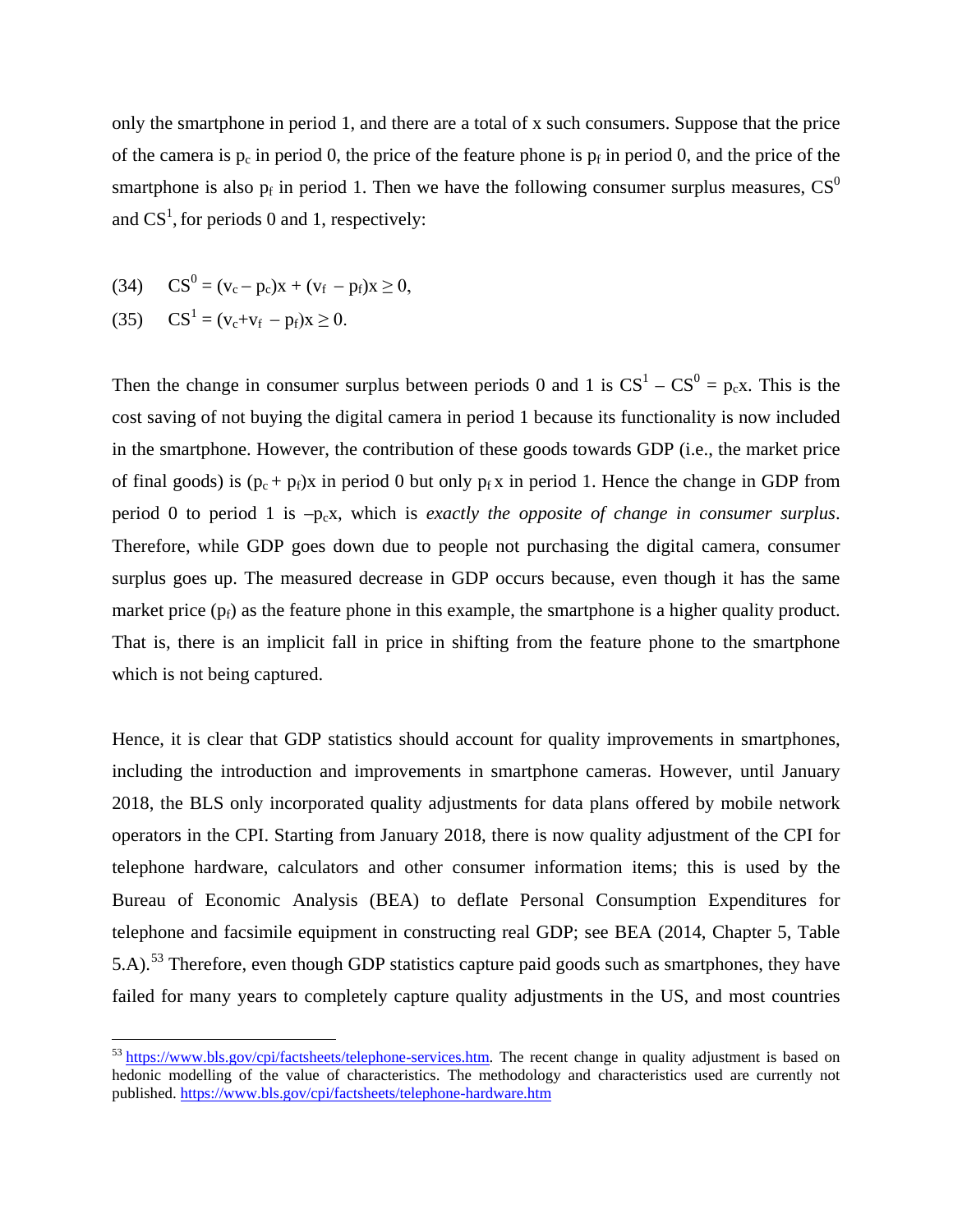only the smartphone in period 1, and there are a total of x such consumers. Suppose that the price of the camera is $p_c$ in period 0, the price of the feature phone is $p_f$ in period 0, and the price of the smartphone is also $p_f$ in period 1. Then we have the following consumer surplus measures, $CS^0$ and $CS^1$, for periods 0 and 1, respectively:

$$(34) \quad CS^0 = (v_c - p_c)x + (v_f - p_f)x \geq 0,$$

$$(35) \quad CS^1 = (v_c + v_f - p_f)x \geq 0.$$

Then the change in consumer surplus between periods 0 and 1 is $CS^1 - CS^0 = p_c x$. This is the cost saving of not buying the digital camera in period 1 because its functionality is now included in the smartphone. However, the contribution of these goods towards GDP (i.e., the market price of final goods) is $(p_c + p_f)x$ in period 0 but only $p_f x$ in period 1. Hence the change in GDP from period 0 to period 1 is $-p_c x$, which is *exactly the opposite of change in consumer surplus*. Therefore, while GDP goes down due to people not purchasing the digital camera, consumer surplus goes up. The measured decrease in GDP occurs because, even though it has the same market price ($p_f$) as the feature phone in this example, the smartphone is a higher quality product. That is, there is an implicit fall in price in shifting from the feature phone to the smartphone which is not being captured.

Hence, it is clear that GDP statistics should account for quality improvements in smartphones, including the introduction and improvements in smartphone cameras. However, until January 2018, the BLS only incorporated quality adjustments for data plans offered by mobile network operators in the CPI. Starting from January 2018, there is now quality adjustment of the CPI for telephone hardware, calculators and other consumer information items; this is used by the Bureau of Economic Analysis (BEA) to deflate Personal Consumption Expenditures for telephone and facsimile equipment in constructing real GDP; see BEA (2014, Chapter 5, Table 5.A).[53] Therefore, even though GDP statistics capture paid goods such as smartphones, they have failed for many years to completely capture quality adjustments in the US, and most countries

[53] https://www.bls.gov/cpi/factsheets/telephone-services.htm. The recent change in quality adjustment is based on hedonic modelling of the value of characteristics. The methodology and characteristics used are currently not published. https://www.bls.gov/cpi/factsheets/telephone-hardware.htm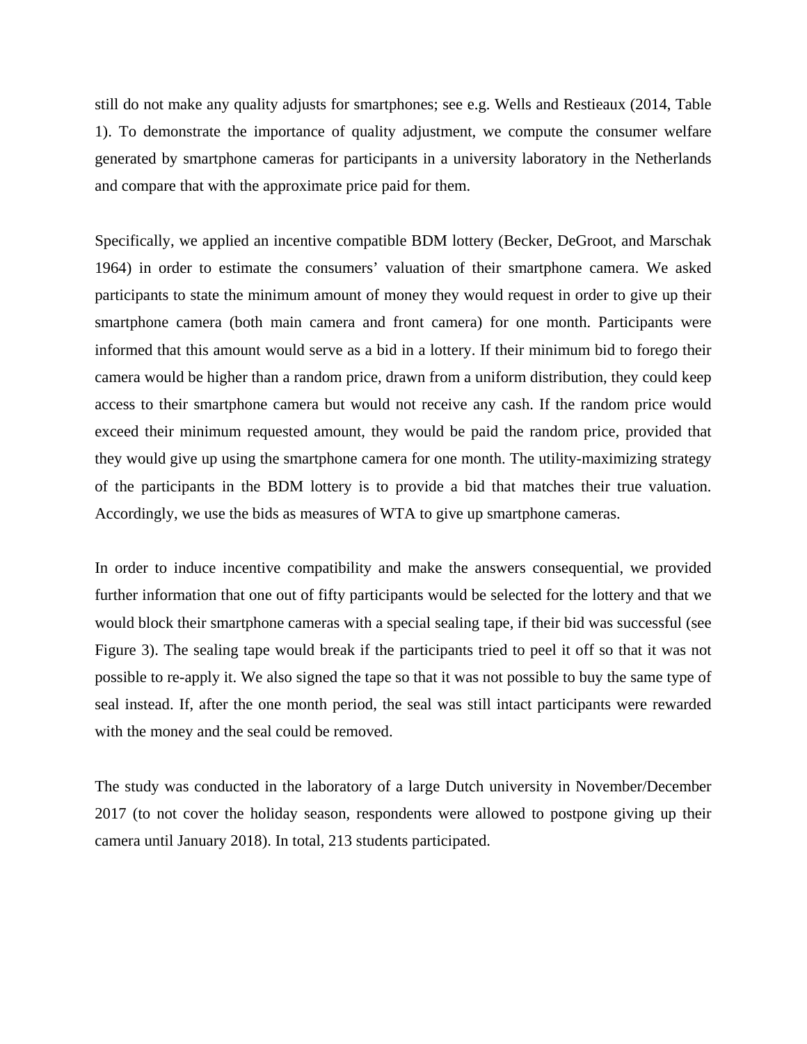still do not make any quality adjusts for smartphones; see e.g. Wells and Restieaux (2014, Table 1). To demonstrate the importance of quality adjustment, we compute the consumer welfare generated by smartphone cameras for participants in a university laboratory in the Netherlands and compare that with the approximate price paid for them.

Specifically, we applied an incentive compatible BDM lottery (Becker, DeGroot, and Marschak 1964) in order to estimate the consumers' valuation of their smartphone camera. We asked participants to state the minimum amount of money they would request in order to give up their smartphone camera (both main camera and front camera) for one month. Participants were informed that this amount would serve as a bid in a lottery. If their minimum bid to forego their camera would be higher than a random price, drawn from a uniform distribution, they could keep access to their smartphone camera but would not receive any cash. If the random price would exceed their minimum requested amount, they would be paid the random price, provided that they would give up using the smartphone camera for one month. The utility-maximizing strategy of the participants in the BDM lottery is to provide a bid that matches their true valuation. Accordingly, we use the bids as measures of WTA to give up smartphone cameras.

In order to induce incentive compatibility and make the answers consequential, we provided further information that one out of fifty participants would be selected for the lottery and that we would block their smartphone cameras with a special sealing tape, if their bid was successful (see Figure 3). The sealing tape would break if the participants tried to peel it off so that it was not possible to re-apply it. We also signed the tape so that it was not possible to buy the same type of seal instead. If, after the one month period, the seal was still intact participants were rewarded with the money and the seal could be removed.

The study was conducted in the laboratory of a large Dutch university in November/December 2017 (to not cover the holiday season, respondents were allowed to postpone giving up their camera until January 2018). In total, 213 students participated.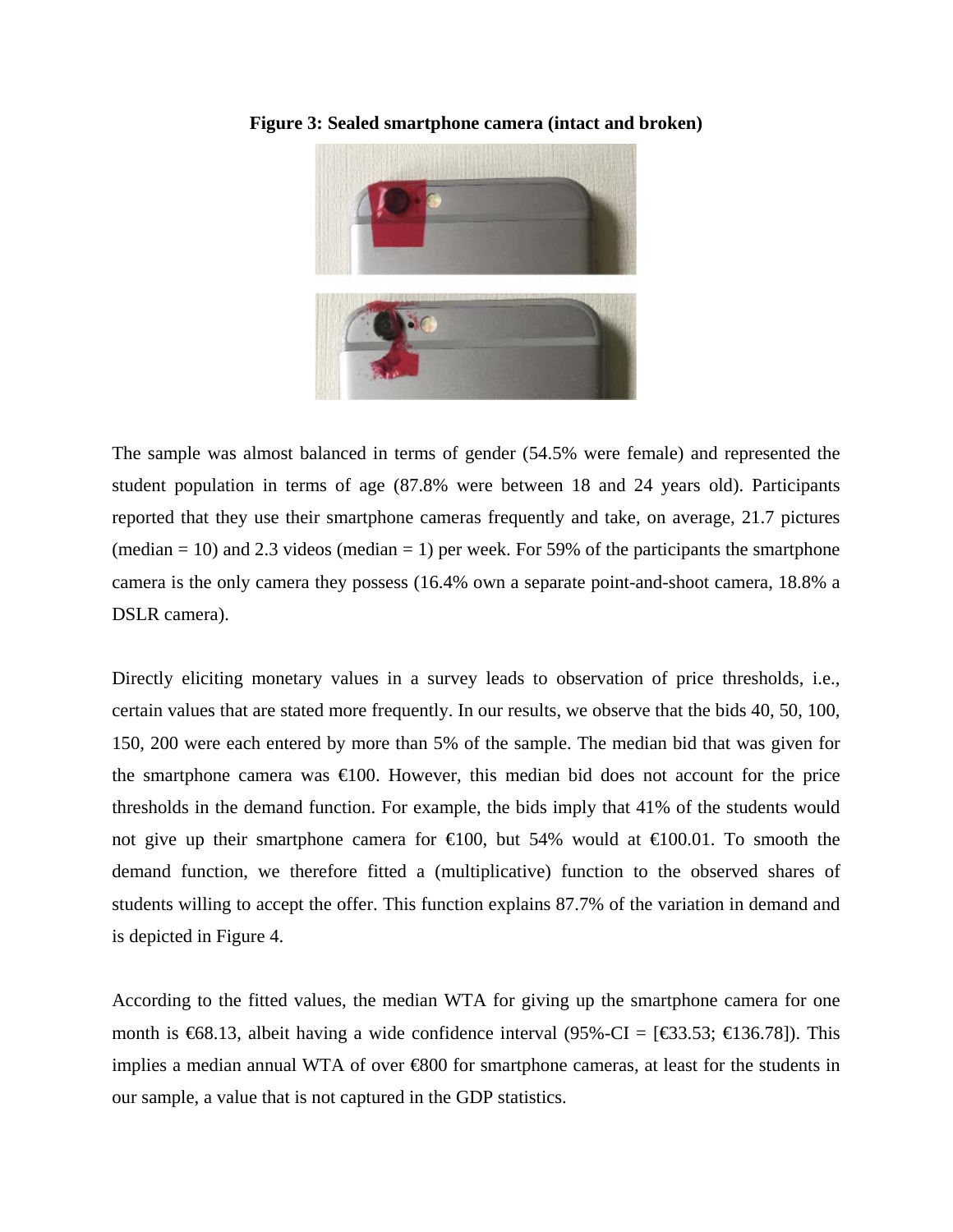**Figure 3: Sealed smartphone camera (intact and broken)**

The sample was almost balanced in terms of gender (54.5% were female) and represented the student population in terms of age (87.8% were between 18 and 24 years old). Participants reported that they use their smartphone cameras frequently and take, on average, 21.7 pictures (median = 10) and 2.3 videos (median = 1) per week. For 59% of the participants the smartphone camera is the only camera they possess (16.4% own a separate point-and-shoot camera, 18.8% a DSLR camera).

Directly eliciting monetary values in a survey leads to observation of price thresholds, i.e., certain values that are stated more frequently. In our results, we observe that the bids 40, 50, 100, 150, 200 were each entered by more than 5% of the sample. The median bid that was given for the smartphone camera was €100. However, this median bid does not account for the price thresholds in the demand function. For example, the bids imply that 41% of the students would not give up their smartphone camera for €100, but 54% would at €100.01. To smooth the demand function, we therefore fitted a (multiplicative) function to the observed shares of students willing to accept the offer. This function explains 87.7% of the variation in demand and is depicted in Figure 4.

According to the fitted values, the median WTA for giving up the smartphone camera for one month is €68.13, albeit having a wide confidence interval (95%-CI = [€33.53; €136.78]). This implies a median annual WTA of over €800 for smartphone cameras, at least for the students in our sample, a value that is not captured in the GDP statistics.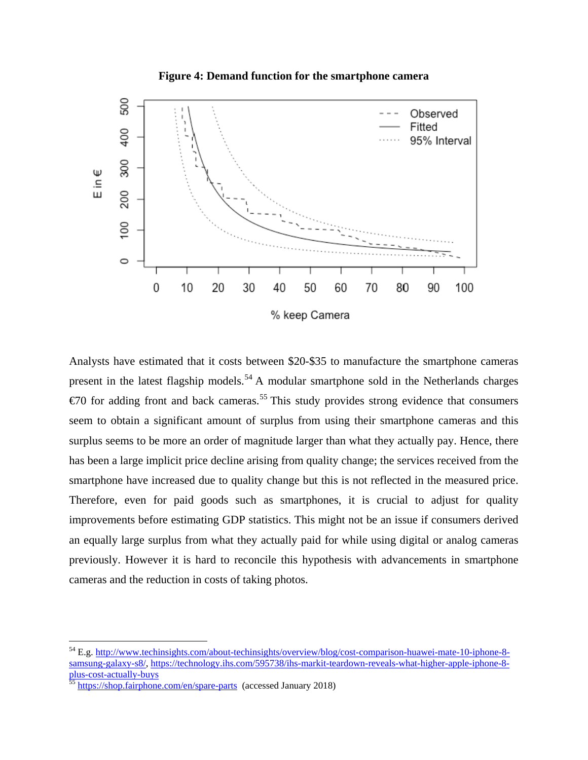**Figure 4: Demand function for the smartphone camera**

Analysts have estimated that it costs between \$20-\$35 to manufacture the smartphone cameras present in the latest flagship models.[54] A modular smartphone sold in the Netherlands charges €70 for adding front and back cameras.[55] This study provides strong evidence that consumers seem to obtain a significant amount of surplus from using their smartphone cameras and this surplus seems to be more an order of magnitude larger than what they actually pay. Hence, there has been a large implicit price decline arising from quality change; the services received from the smartphone have increased due to quality change but this is not reflected in the measured price. Therefore, even for paid goods such as smartphones, it is crucial to adjust for quality improvements before estimating GDP statistics. This might not be an issue if consumers derived an equally large surplus from what they actually paid for while using digital or analog cameras previously. However it is hard to reconcile this hypothesis with advancements in smartphone cameras and the reduction in costs of taking photos.

---

[54] E.g. http://www.techinsights.com/about-techinsights/overview/blog/cost-comparison-huawei-mate-10-iphone-8-samsung-galaxy-s8/, https://technology.ihs.com/595738/ihs-markit-teardown-reveals-what-higher-apple-iphone-8-plus-cost-actually-buys

[55] https://shop.fairphone.com/en/spare-parts (accessed January 2018)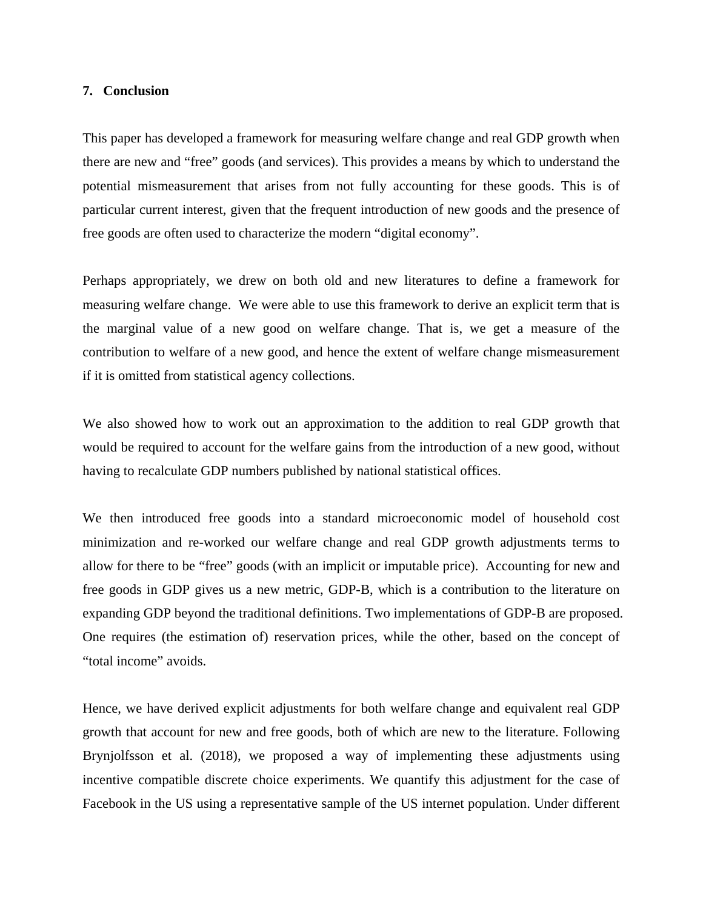## 7. Conclusion

This paper has developed a framework for measuring welfare change and real GDP growth when there are new and "free" goods (and services). This provides a means by which to understand the potential mismeasurement that arises from not fully accounting for these goods. This is of particular current interest, given that the frequent introduction of new goods and the presence of free goods are often used to characterize the modern "digital economy".

Perhaps appropriately, we drew on both old and new literatures to define a framework for measuring welfare change. We were able to use this framework to derive an explicit term that is the marginal value of a new good on welfare change. That is, we get a measure of the contribution to welfare of a new good, and hence the extent of welfare change mismeasurement if it is omitted from statistical agency collections.

We also showed how to work out an approximation to the addition to real GDP growth that would be required to account for the welfare gains from the introduction of a new good, without having to recalculate GDP numbers published by national statistical offices.

We then introduced free goods into a standard microeconomic model of household cost minimization and re-worked our welfare change and real GDP growth adjustments terms to allow for there to be "free" goods (with an implicit or imputable price). Accounting for new and free goods in GDP gives us a new metric, GDP-B, which is a contribution to the literature on expanding GDP beyond the traditional definitions. Two implementations of GDP-B are proposed. One requires (the estimation of) reservation prices, while the other, based on the concept of "total income" avoids.

Hence, we have derived explicit adjustments for both welfare change and equivalent real GDP growth that account for new and free goods, both of which are new to the literature. Following Brynjolfsson et al. (2018), we proposed a way of implementing these adjustments using incentive compatible discrete choice experiments. We quantify this adjustment for the case of Facebook in the US using a representative sample of the US internet population. Under different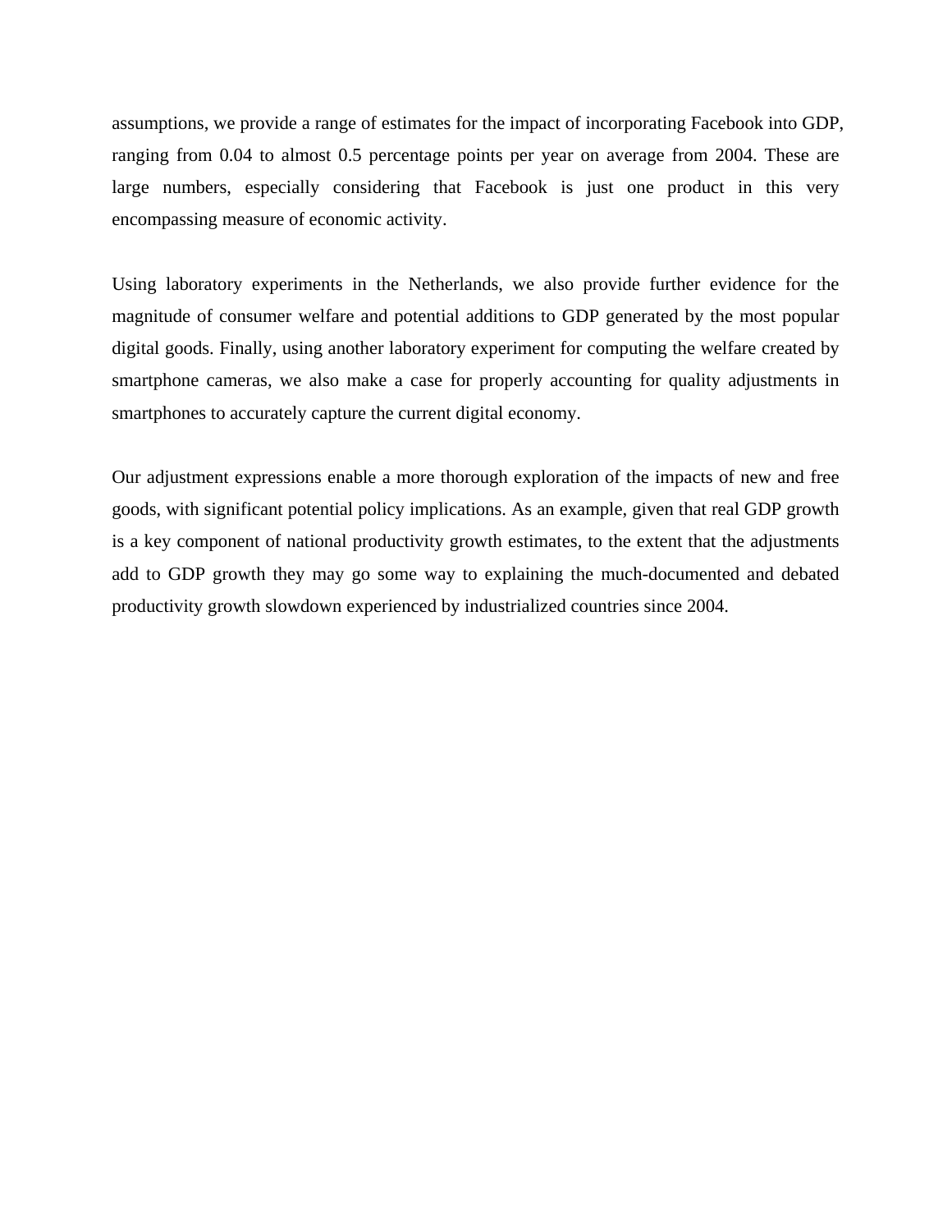assumptions, we provide a range of estimates for the impact of incorporating Facebook into GDP, ranging from 0.04 to almost 0.5 percentage points per year on average from 2004. These are large numbers, especially considering that Facebook is just one product in this very encompassing measure of economic activity.

Using laboratory experiments in the Netherlands, we also provide further evidence for the magnitude of consumer welfare and potential additions to GDP generated by the most popular digital goods. Finally, using another laboratory experiment for computing the welfare created by smartphone cameras, we also make a case for properly accounting for quality adjustments in smartphones to accurately capture the current digital economy.

Our adjustment expressions enable a more thorough exploration of the impacts of new and free goods, with significant potential policy implications. As an example, given that real GDP growth is a key component of national productivity growth estimates, to the extent that the adjustments add to GDP growth they may go some way to explaining the much-documented and debated productivity growth slowdown experienced by industrialized countries since 2004.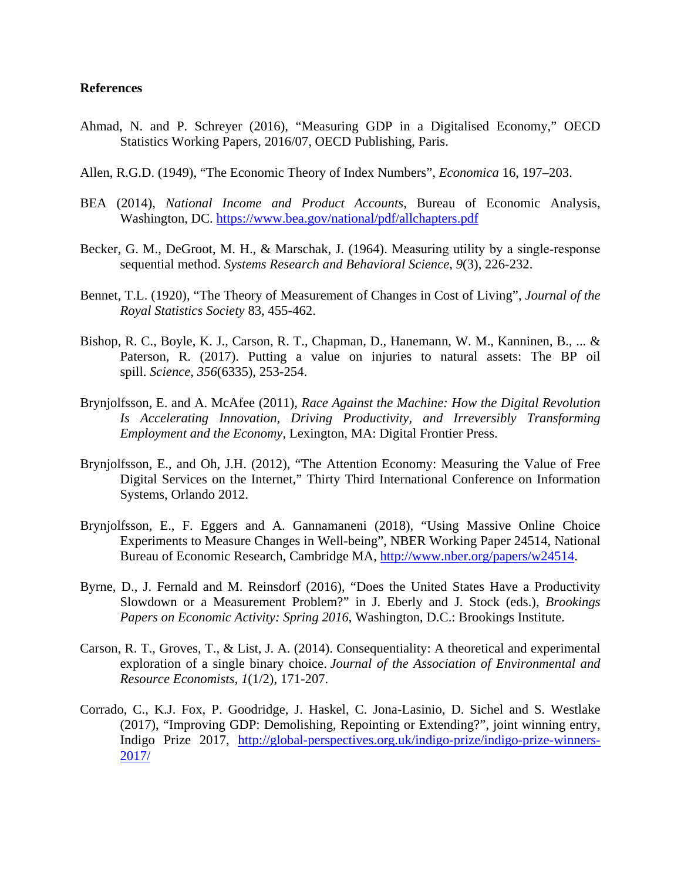**References**

Ahmad, N. and P. Schreyer (2016), "Measuring GDP in a Digitalised Economy," OECD Statistics Working Papers, 2016/07, OECD Publishing, Paris.

Allen, R.G.D. (1949), "The Economic Theory of Index Numbers", *Economica* 16, 197–203.

BEA (2014), *National Income and Product Accounts*, Bureau of Economic Analysis, Washington, DC. https://www.bea.gov/national/pdf/allchapters.pdf

Becker, G. M., DeGroot, M. H., & Marschak, J. (1964). Measuring utility by a single-response sequential method. *Systems Research and Behavioral Science*, *9*(3), 226-232.

Bennet, T.L. (1920), "The Theory of Measurement of Changes in Cost of Living", *Journal of the Royal Statistics Society* 83, 455-462.

Bishop, R. C., Boyle, K. J., Carson, R. T., Chapman, D., Hanemann, W. M., Kanninen, B., ... & Paterson, R. (2017). Putting a value on injuries to natural assets: The BP oil spill. *Science*, *356*(6335), 253-254.

Brynjolfsson, E. and A. McAfee (2011), *Race Against the Machine: How the Digital Revolution Is Accelerating Innovation, Driving Productivity, and Irreversibly Transforming Employment and the Economy*, Lexington, MA: Digital Frontier Press.

Brynjolfsson, E., and Oh, J.H. (2012), "The Attention Economy: Measuring the Value of Free Digital Services on the Internet," Thirty Third International Conference on Information Systems, Orlando 2012.

Brynjolfsson, E., F. Eggers and A. Gannamaneni (2018), "Using Massive Online Choice Experiments to Measure Changes in Well-being", NBER Working Paper 24514, National Bureau of Economic Research, Cambridge MA, http://www.nber.org/papers/w24514.

Byrne, D., J. Fernald and M. Reinsdorf (2016), "Does the United States Have a Productivity Slowdown or a Measurement Problem?" in J. Eberly and J. Stock (eds.), *Brookings Papers on Economic Activity: Spring 2016*, Washington, D.C.: Brookings Institute.

Carson, R. T., Groves, T., & List, J. A. (2014). Consequentiality: A theoretical and experimental exploration of a single binary choice. *Journal of the Association of Environmental and Resource Economists*, *1*(1/2), 171-207.

Corrado, C., K.J. Fox, P. Goodridge, J. Haskel, C. Jona-Lasinio, D. Sichel and S. Westlake (2017), "Improving GDP: Demolishing, Repointing or Extending?", joint winning entry, Indigo Prize 2017, http://global-perspectives.org.uk/indigo-prize/indigo-prize-winners-2017/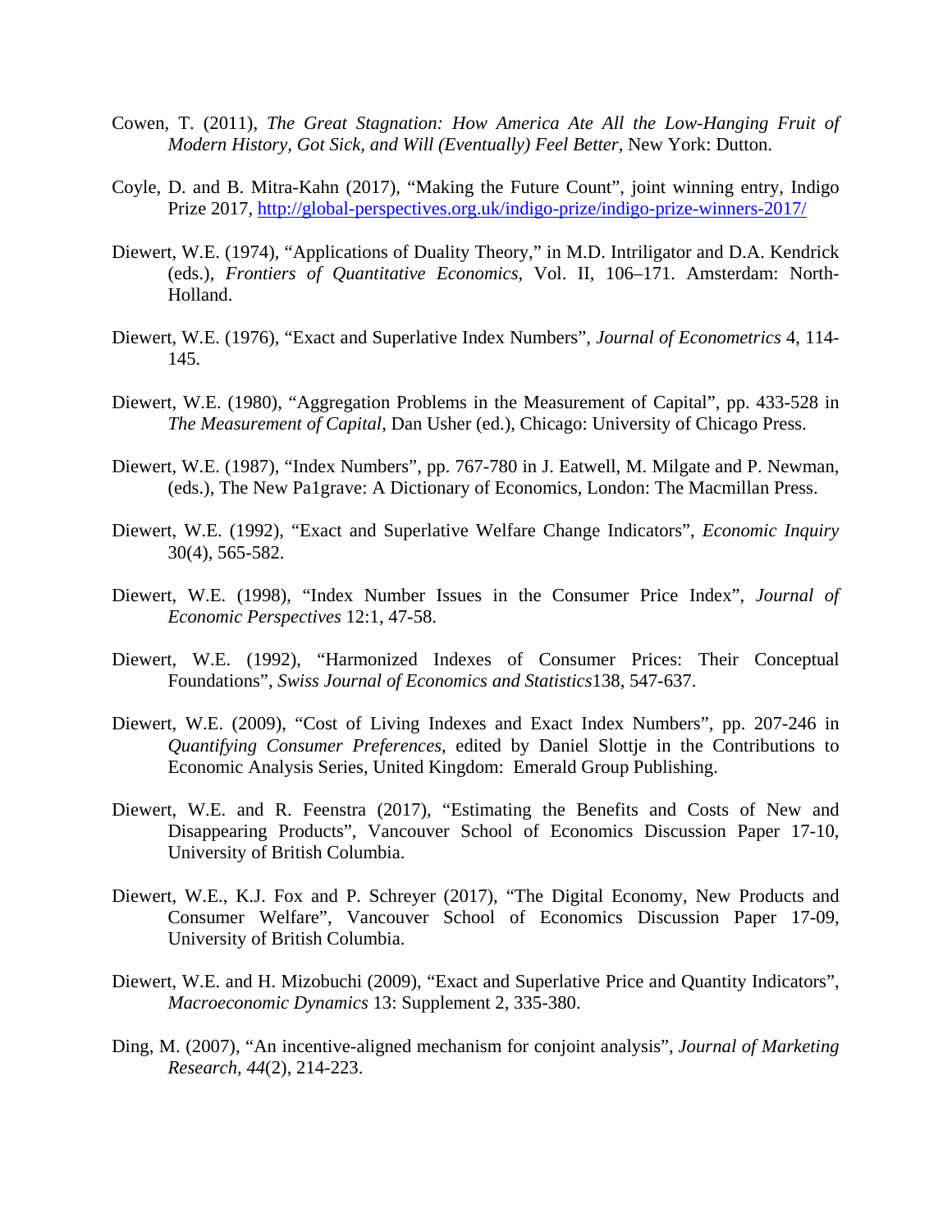Cowen, T. (2011), *The Great Stagnation: How America Ate All the Low-Hanging Fruit of Modern History, Got Sick, and Will (Eventually) Feel Better*, New York: Dutton.

Coyle, D. and B. Mitra-Kahn (2017), "Making the Future Count", joint winning entry, Indigo Prize 2017, http://global-perspectives.org.uk/indigo-prize/indigo-prize-winners-2017/

Diewert, W.E. (1974), "Applications of Duality Theory," in M.D. Intriligator and D.A. Kendrick (eds.), *Frontiers of Quantitative Economics*, Vol. II, 106–171. Amsterdam: North-Holland.

Diewert, W.E. (1976), "Exact and Superlative Index Numbers", *Journal of Econometrics* 4, 114-145.

Diewert, W.E. (1980), "Aggregation Problems in the Measurement of Capital", pp. 433-528 in *The Measurement of Capital*, Dan Usher (ed.), Chicago: University of Chicago Press.

Diewert, W.E. (1987), "Index Numbers", pp. 767-780 in J. Eatwell, M. Milgate and P. Newman, (eds.), The New Pa1grave: A Dictionary of Economics, London: The Macmillan Press.

Diewert, W.E. (1992), "Exact and Superlative Welfare Change Indicators", *Economic Inquiry* 30(4), 565-582.

Diewert, W.E. (1998), "Index Number Issues in the Consumer Price Index", *Journal of Economic Perspectives* 12:1, 47-58.

Diewert, W.E. (1992), "Harmonized Indexes of Consumer Prices: Their Conceptual Foundations", *Swiss Journal of Economics and Statistics*138, 547-637.

Diewert, W.E. (2009), "Cost of Living Indexes and Exact Index Numbers", pp. 207-246 in *Quantifying Consumer Preferences*, edited by Daniel Slottje in the Contributions to Economic Analysis Series, United Kingdom: Emerald Group Publishing.

Diewert, W.E. and R. Feenstra (2017), "Estimating the Benefits and Costs of New and Disappearing Products", Vancouver School of Economics Discussion Paper 17-10, University of British Columbia.

Diewert, W.E., K.J. Fox and P. Schreyer (2017), "The Digital Economy, New Products and Consumer Welfare", Vancouver School of Economics Discussion Paper 17-09, University of British Columbia.

Diewert, W.E. and H. Mizobuchi (2009), "Exact and Superlative Price and Quantity Indicators", *Macroeconomic Dynamics* 13: Supplement 2, 335-380.

Ding, M. (2007), "An incentive-aligned mechanism for conjoint analysis", *Journal of Marketing Research*, *44*(2), 214-223.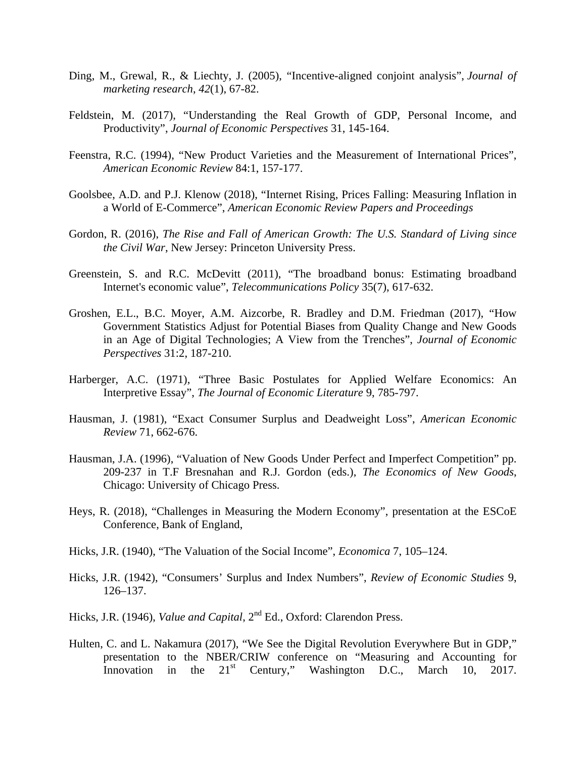Ding, M., Grewal, R., & Liechty, J. (2005), "Incentive-aligned conjoint analysis", *Journal of marketing research*, *42*(1), 67-82.

Feldstein, M. (2017), "Understanding the Real Growth of GDP, Personal Income, and Productivity", *Journal of Economic Perspectives* 31, 145-164.

Feenstra, R.C. (1994), "New Product Varieties and the Measurement of International Prices", *American Economic Review* 84:1, 157-177.

Goolsbee, A.D. and P.J. Klenow (2018), "Internet Rising, Prices Falling: Measuring Inflation in a World of E-Commerce", *American Economic Review Papers and Proceedings*

Gordon, R. (2016), *The Rise and Fall of American Growth: The U.S. Standard of Living since the Civil War*, New Jersey: Princeton University Press.

Greenstein, S. and R.C. McDevitt (2011), "The broadband bonus: Estimating broadband Internet's economic value", *Telecommunications Policy* 35(7), 617-632.

Groshen, E.L., B.C. Moyer, A.M. Aizcorbe, R. Bradley and D.M. Friedman (2017), "How Government Statistics Adjust for Potential Biases from Quality Change and New Goods in an Age of Digital Technologies; A View from the Trenches", *Journal of Economic Perspectives* 31:2, 187-210.

Harberger, A.C. (1971), "Three Basic Postulates for Applied Welfare Economics: An Interpretive Essay", *The Journal of Economic Literature* 9, 785-797.

Hausman, J. (1981), "Exact Consumer Surplus and Deadweight Loss", *American Economic Review* 71, 662-676.

Hausman, J.A. (1996), "Valuation of New Goods Under Perfect and Imperfect Competition" pp. 209-237 in T.F Bresnahan and R.J. Gordon (eds.), *The Economics of New Goods*, Chicago: University of Chicago Press.

Heys, R. (2018), "Challenges in Measuring the Modern Economy", presentation at the ESCoE Conference, Bank of England,

Hicks, J.R. (1940), "The Valuation of the Social Income", *Economica* 7, 105–124.

Hicks, J.R. (1942), "Consumers' Surplus and Index Numbers", *Review of Economic Studies* 9, 126–137.

Hicks, J.R. (1946), *Value and Capital*, 2nd Ed., Oxford: Clarendon Press.

Hulten, C. and L. Nakamura (2017), "We See the Digital Revolution Everywhere But in GDP," presentation to the NBER/CRIW conference on "Measuring and Accounting for Innovation in the 21st Century," Washington D.C., March 10, 2017.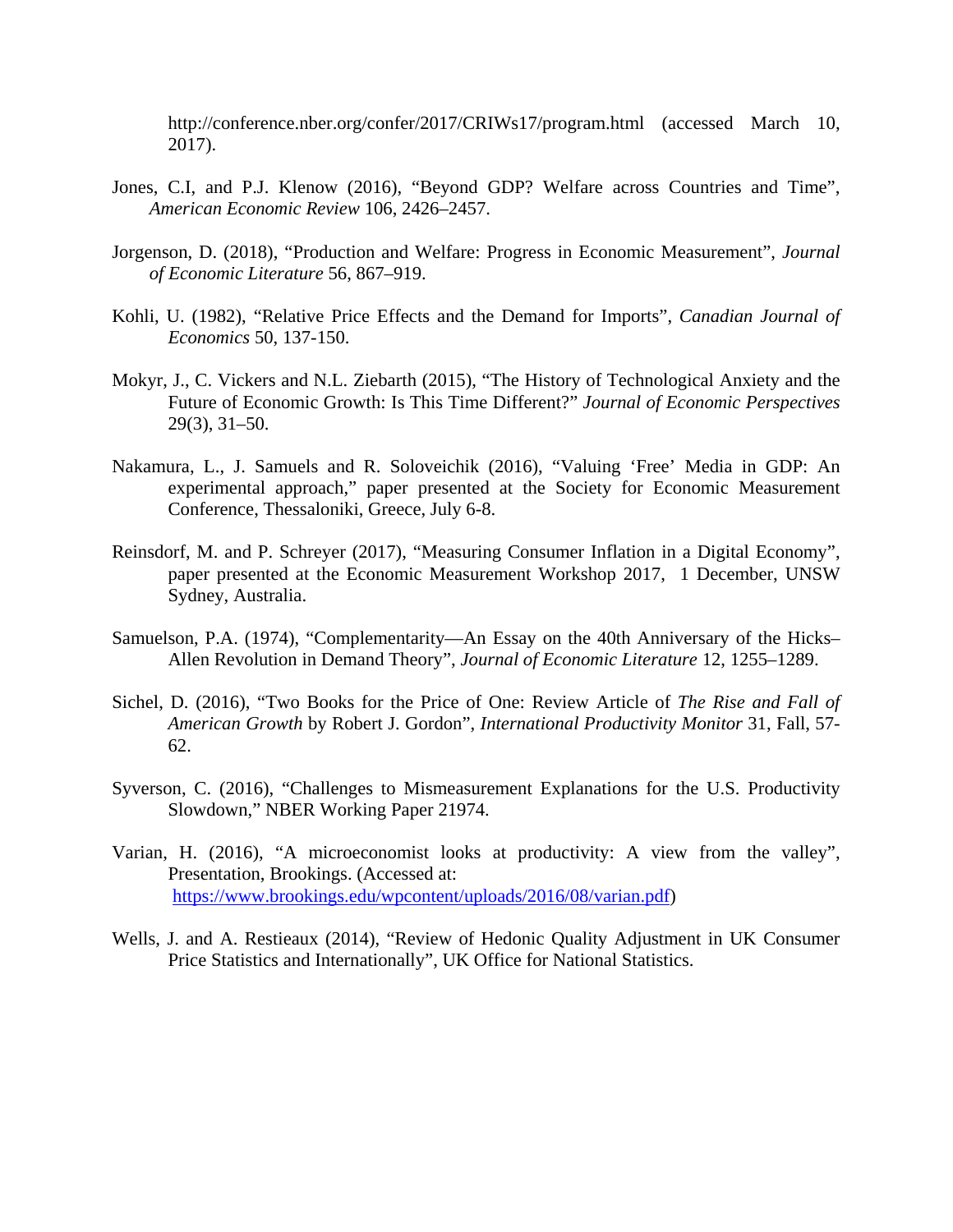http://conference.nber.org/confer/2017/CRIWs17/program.html (accessed March 10, 2017).

Jones, C.I, and P.J. Klenow (2016), "Beyond GDP? Welfare across Countries and Time", *American Economic Review* 106, 2426–2457.

Jorgenson, D. (2018), "Production and Welfare: Progress in Economic Measurement", *Journal of Economic Literature* 56, 867–919.

Kohli, U. (1982), "Relative Price Effects and the Demand for Imports", *Canadian Journal of Economics* 50, 137-150.

Mokyr, J., C. Vickers and N.L. Ziebarth (2015), "The History of Technological Anxiety and the Future of Economic Growth: Is This Time Different?" *Journal of Economic Perspectives* 29(3), 31–50.

Nakamura, L., J. Samuels and R. Soloveichik (2016), "Valuing 'Free' Media in GDP: An experimental approach," paper presented at the Society for Economic Measurement Conference, Thessaloniki, Greece, July 6-8.

Reinsdorf, M. and P. Schreyer (2017), "Measuring Consumer Inflation in a Digital Economy", paper presented at the Economic Measurement Workshop 2017, 1 December, UNSW Sydney, Australia.

Samuelson, P.A. (1974), "Complementarity—An Essay on the 40th Anniversary of the Hicks–Allen Revolution in Demand Theory", *Journal of Economic Literature* 12, 1255–1289.

Sichel, D. (2016), "Two Books for the Price of One: Review Article of *The Rise and Fall of American Growth* by Robert J. Gordon", *International Productivity Monitor* 31, Fall, 57-62.

Syverson, C. (2016), "Challenges to Mismeasurement Explanations for the U.S. Productivity Slowdown," NBER Working Paper 21974.

Varian, H. (2016), "A microeconomist looks at productivity: A view from the valley", Presentation, Brookings. (Accessed at: https://www.brookings.edu/wpcontent/uploads/2016/08/varian.pdf)

Wells, J. and A. Restieaux (2014), "Review of Hedonic Quality Adjustment in UK Consumer Price Statistics and Internationally", UK Office for National Statistics.